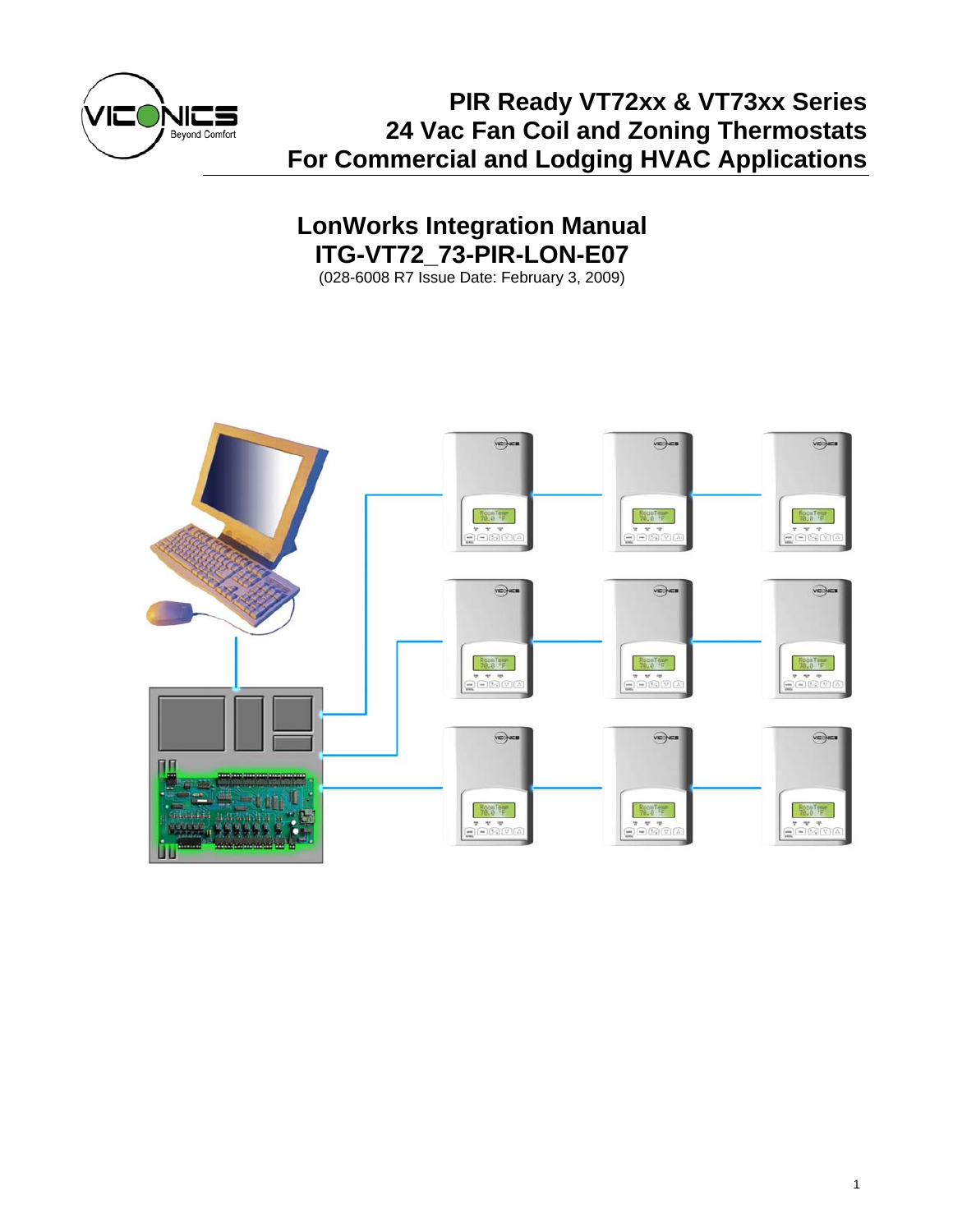# PIR Ready VT72xx & VT73xx Series
# 24 Vac Fan Coil and Zoning Thermostats
# For Commercial and Lodging HVAC Applications

## LonWorks Integration Manual
## ITG-VT72_73-PIR-LON-E07

(028-6008 R7 Issue Date: February 3, 2009)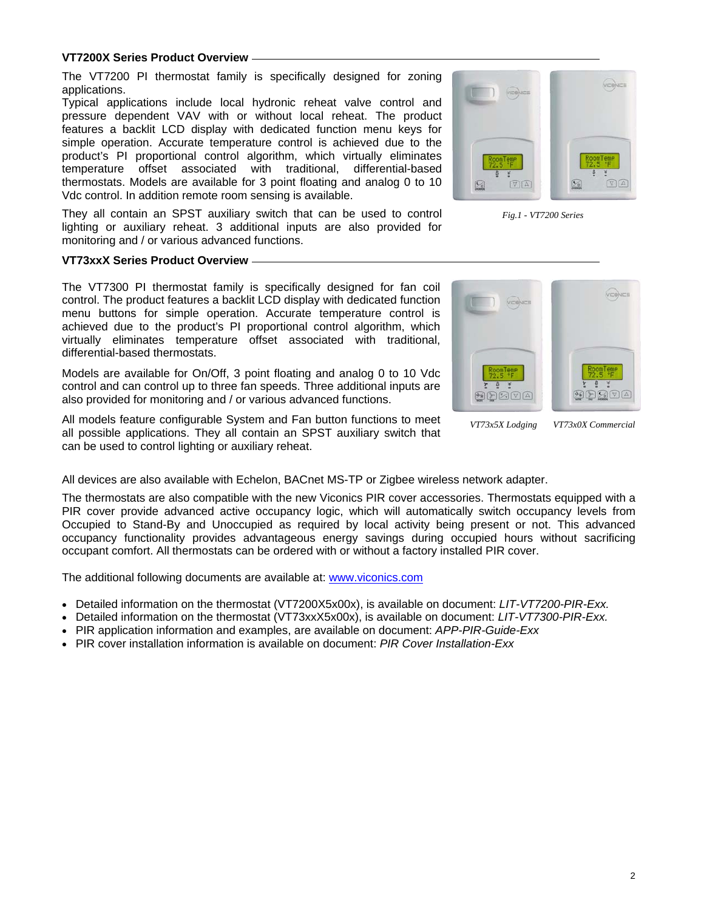### VT7200X Series Product Overview

The VT7200 PI thermostat family is specifically designed for zoning applications.
Typical applications include local hydronic reheat valve control and pressure dependent VAV with or without local reheat. The product features a backlit LCD display with dedicated function menu keys for simple operation. Accurate temperature control is achieved due to the product's PI proportional control algorithm, which virtually eliminates temperature offset associated with traditional, differential-based thermostats. Models are available for 3 point floating and analog 0 to 10 Vdc control. In addition remote room sensing is available.

They all contain an SPST auxiliary switch that can be used to control lighting or auxiliary reheat. 3 additional inputs are also provided for monitoring and / or various advanced functions.

*Fig.1 - VT7200 Series*

### VT73xxX Series Product Overview

The VT7300 PI thermostat family is specifically designed for fan coil control. The product features a backlit LCD display with dedicated function menu buttons for simple operation. Accurate temperature control is achieved due to the product's PI proportional control algorithm, which virtually eliminates temperature offset associated with traditional, differential-based thermostats.

Models are available for On/Off, 3 point floating and analog 0 to 10 Vdc control and can control up to three fan speeds. Three additional inputs are also provided for monitoring and / or various advanced functions.

All models feature configurable System and Fan button functions to meet all possible applications. They all contain an SPST auxiliary switch that can be used to control lighting or auxiliary reheat.

*VT73x5X Lodging* *VT73x0X Commercial*

All devices are also available with Echelon, BACnet MS-TP or Zigbee wireless network adapter.

The thermostats are also compatible with the new Viconics PIR cover accessories. Thermostats equipped with a PIR cover provide advanced active occupancy logic, which will automatically switch occupancy levels from Occupied to Stand-By and Unoccupied as required by local activity being present or not. This advanced occupancy functionality provides advantageous energy savings during occupied hours without sacrificing occupant comfort. All thermostats can be ordered with or without a factory installed PIR cover.

The additional following documents are available at: www.viconics.com

- Detailed information on the thermostat (VT7200X5x00x), is available on document: *LIT-VT7200-PIR-Exx.*
- Detailed information on the thermostat (VT73xxX5x00x), is available on document: *LIT-VT7300-PIR-Exx.*
- PIR application information and examples, are available on document: *APP-PIR-Guide-Exx*
- PIR cover installation information is available on document: *PIR Cover Installation-Exx*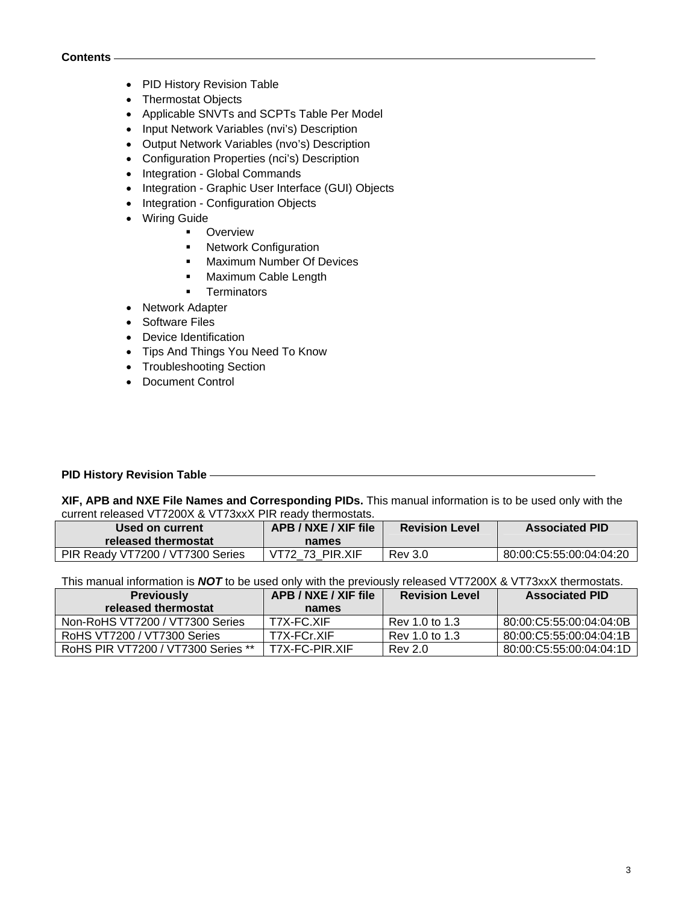## Contents

- PID History Revision Table
- Thermostat Objects
- Applicable SNVTs and SCPTs Table Per Model
- Input Network Variables (nvi's) Description
- Output Network Variables (nvo's) Description
- Configuration Properties (nci's) Description
- Integration - Global Commands
- Integration - Graphic User Interface (GUI) Objects
- Integration - Configuration Objects
- Wiring Guide
  - Overview
  - Network Configuration
  - Maximum Number Of Devices
  - Maximum Cable Length
  - Terminators
- Network Adapter
- Software Files
- Device Identification
- Tips And Things You Need To Know
- Troubleshooting Section
- Document Control

## PID History Revision Table

**XIF, APB and NXE File Names and Corresponding PIDs.** This manual information is to be used only with the current released VT7200X & VT73xxX PIR ready thermostats.

| Used on current released thermostat | APB / NXE / XIF file names | Revision Level | Associated PID |
|---|---|---|---|
| PIR Ready VT7200 / VT7300 Series | VT72_73_PIR.XIF | Rev 3.0 | 80:00:C5:55:00:04:04:20 |

This manual information is ***NOT*** to be used only with the previously released VT7200X & VT73xxX thermostats.

| Previously released thermostat | APB / NXE / XIF file names | Revision Level | Associated PID |
|---|---|---|---|
| Non-RoHS VT7200 / VT7300 Series | T7X-FC.XIF | Rev 1.0 to 1.3 | 80:00:C5:55:00:04:04:0B |
| RoHS VT7200 / VT7300 Series | T7X-FCr.XIF | Rev 1.0 to 1.3 | 80:00:C5:55:00:04:04:1B |
| RoHS PIR VT7200 / VT7300 Series ** | T7X-FC-PIR.XIF | Rev 2.0 | 80:00:C5:55:00:04:04:1D |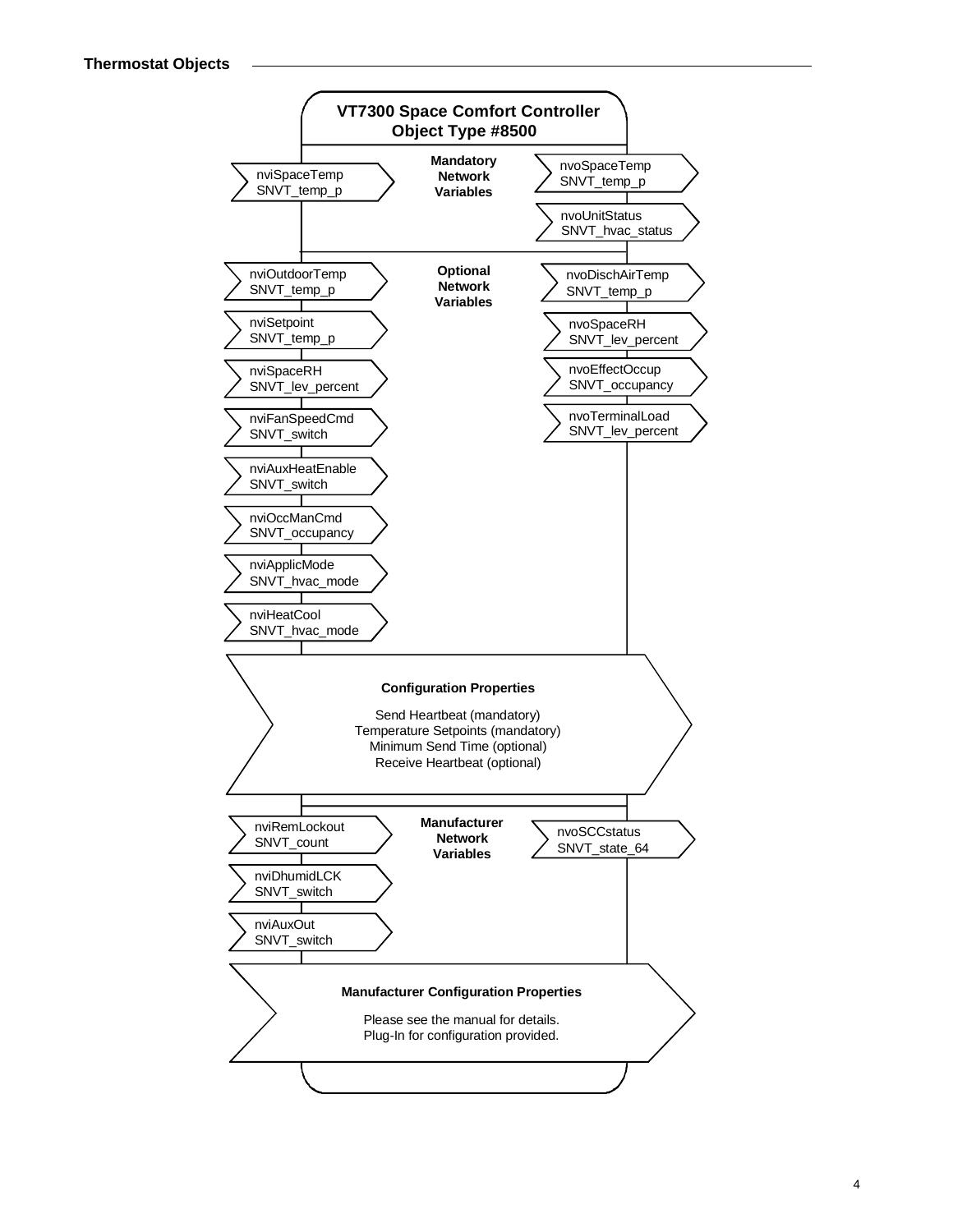## Thermostat Objects

### VT7300 Space Comfort Controller
### Object Type #8500

**Mandatory Network Variables**

| Inputs | Outputs |
| --- | --- |
| nviSpaceTemp SNVT_temp_p | nvoSpaceTemp SNVT_temp_p |
| | nvoUnitStatus SNVT_hvac_status |

**Optional Network Variables**

| Inputs | Outputs |
| --- | --- |
| nviOutdoorTemp SNVT_temp_p | nvoDischAirTemp SNVT_temp_p |
| nviSetpoint SNVT_temp_p | nvoSpaceRH SNVT_lev_percent |
| nviSpaceRH SNVT_lev_percent | nvoEffectOccup SNVT_occupancy |
| nviFanSpeedCmd SNVT_switch | nvoTerminalLoad SNVT_lev_percent |
| nviAuxHeatEnable SNVT_switch | |
| nviOccManCmd SNVT_occupancy | |
| nviApplicMode SNVT_hvac_mode | |
| nviHeatCool SNVT_hvac_mode | |

**Configuration Properties**

Send Heartbeat (mandatory)
Temperature Setpoints (mandatory)
Minimum Send Time (optional)
Receive Heartbeat (optional)

**Manufacturer Network Variables**

| Inputs | Outputs |
| --- | --- |
| nviRemLockout SNVT_count | nvoSCCstatus SNVT_state_64 |
| nviDhumidLCK SNVT_switch | |
| nviAuxOut SNVT_switch | |

**Manufacturer Configuration Properties**

Please see the manual for details.
Plug-In for configuration provided.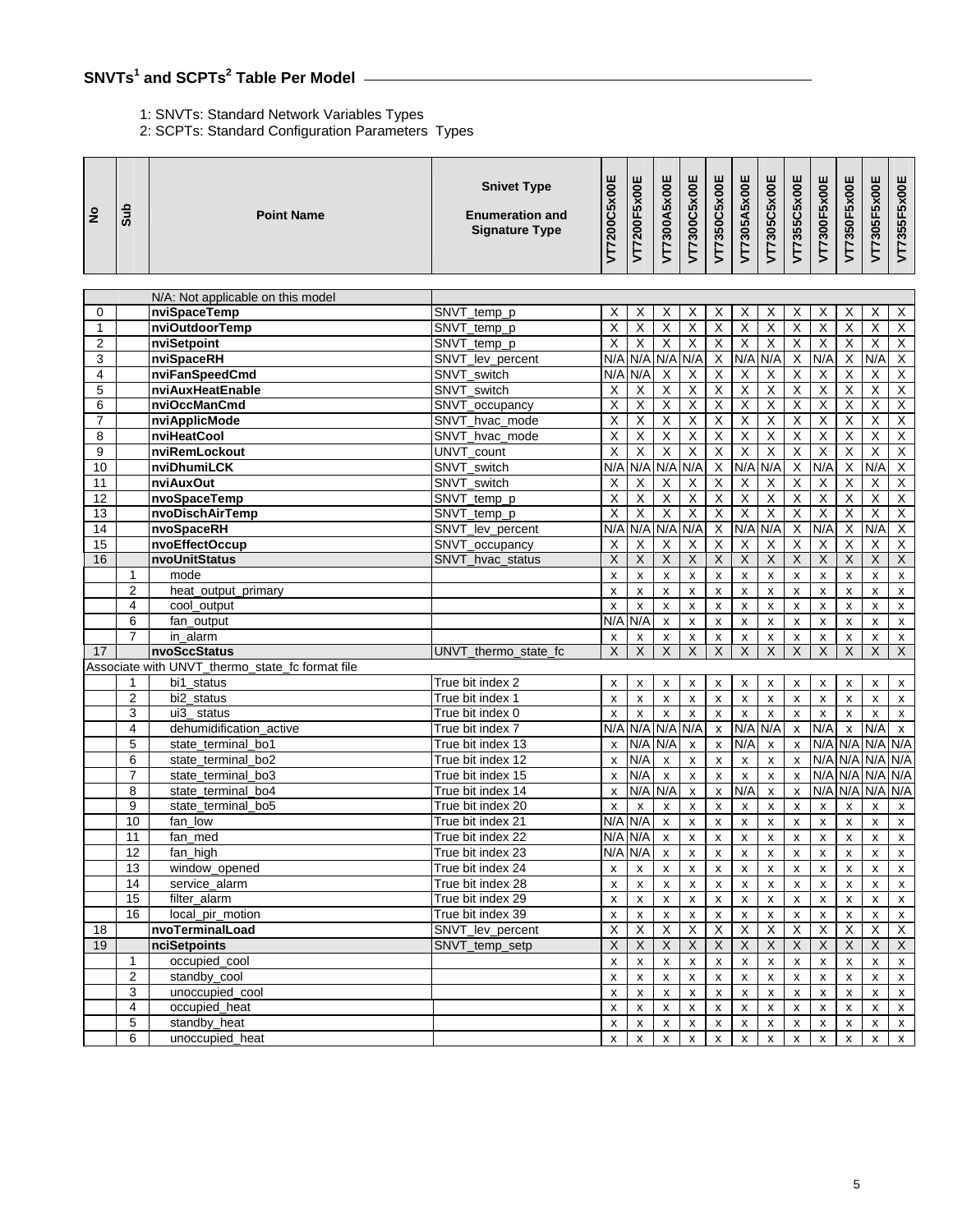## SNVTs[1] and SCPTs[2] Table Per Model

1: SNVTs: Standard Network Variables Types
2: SCPTs: Standard Configuration Parameters Types

| No | Sub | Point Name | Snivet Type Enumeration and Signature Type | VT7200C5x00E | VT7200F5x00E | VT7300A5x00E | VT7300C5x00E | VT7350C5x00E | VT7305A5x00E | VT7305C5x00E | VT7355C5x00E | VT7300F5x00E | VT7350F5x00E | VT7305F5x00E | VT7355F5x00E |
|---|---|---|---|---|---|---|---|---|---|---|---|---|---|---|---|
| | | N/A: Not applicable on this model | | | | | | | | | | | | | |
| 0 | | **nviSpaceTemp** | SNVT_temp_p | X | X | X | X | X | X | X | X | X | X | X | X |
| 1 | | **nviOutdoorTemp** | SNVT_temp_p | X | X | X | X | X | X | X | X | X | X | X | X |
| 2 | | **nviSetpoint** | SNVT_temp_p | X | X | X | X | X | X | X | X | X | X | X | X |
| 3 | | **nviSpaceRH** | SNVT_lev_percent | N/A | N/A | N/A | N/A | X | N/A | N/A | X | N/A | X | N/A | X |
| 4 | | **nviFanSpeedCmd** | SNVT_switch | N/A | N/A | X | X | X | X | X | X | X | X | X | X |
| 5 | | **nviAuxHeatEnable** | SNVT_switch | X | X | X | X | X | X | X | X | X | X | X | X |
| 6 | | **nviOccManCmd** | SNVT_occupancy | X | X | X | X | X | X | X | X | X | X | X | X |
| 7 | | **nviApplicMode** | SNVT_hvac_mode | X | X | X | X | X | X | X | X | X | X | X | X |
| 8 | | **nviHeatCool** | SNVT_hvac_mode | X | X | X | X | X | X | X | X | X | X | X | X |
| 9 | | **nviRemLockout** | UNVT_count | X | X | X | X | X | X | X | X | X | X | X | X |
| 10 | | **nviDhumiLCK** | SNVT_switch | N/A | N/A | N/A | N/A | X | N/A | N/A | X | N/A | X | N/A | X |
| 11 | | **nviAuxOut** | SNVT_switch | X | X | X | X | X | X | X | X | X | X | X | X |
| 12 | | **nvoSpaceTemp** | SNVT_temp_p | X | X | X | X | X | X | X | X | X | X | X | X |
| 13 | | **nvoDischAirTemp** | SNVT_temp_p | X | X | X | X | X | X | X | X | X | X | X | X |
| 14 | | **nvoSpaceRH** | SNVT_lev_percent | N/A | N/A | N/A | N/A | X | N/A | N/A | X | N/A | X | N/A | X |
| 15 | | **nvoEffectOccup** | SNVT_occupancy | X | X | X | X | X | X | X | X | X | X | X | X |
| 16 | | **nvoUnitStatus** | SNVT_hvac_status | X | X | X | X | X | X | X | X | X | X | X | X |
| | 1 | mode | | x | x | x | x | x | x | x | x | x | x | x | x |
| | 2 | heat_output_primary | | x | x | x | x | x | x | x | x | x | x | x | x |
| | 4 | cool_output | | x | x | x | x | x | x | x | x | x | x | x | x |
| | 6 | fan_output | | N/A | N/A | x | x | x | x | x | x | x | x | x | x |
| | 7 | in_alarm | | x | x | x | x | x | x | x | x | x | x | x | x |
| 17 | | **nvoSccStatus** | UNVT_thermo_state_fc | X | X | X | X | X | X | X | X | X | X | X | X |
| | | Associate with UNVT_thermo_state_fc format file | | | | | | | | | | | | | |
| | 1 | bi1_status | True bit index 2 | x | x | x | x | x | x | x | x | x | x | x | x |
| | 2 | bi2_status | True bit index 1 | x | x | x | x | x | x | x | x | x | x | x | x |
| | 3 | ui3_ status | True bit index 0 | x | x | x | x | x | x | x | x | x | x | x | x |
| | 4 | dehumidification_active | True bit index 7 | N/A | N/A | N/A | N/A | x | N/A | N/A | x | N/A | x | N/A | x |
| | 5 | state_terminal_bo1 | True bit index 13 | x | N/A | N/A | x | x | N/A | x | x | N/A | N/A | N/A | N/A |
| | 6 | state_terminal_bo2 | True bit index 12 | x | N/A | x | x | x | x | x | x | N/A | N/A | N/A | N/A |
| | 7 | state_terminal_bo3 | True bit index 15 | x | N/A | x | x | x | x | x | x | N/A | N/A | N/A | N/A |
| | 8 | state_terminal_bo4 | True bit index 14 | x | N/A | N/A | x | x | N/A | x | x | N/A | N/A | N/A | N/A |
| | 9 | state_terminal_bo5 | True bit index 20 | x | x | x | x | x | x | x | x | x | x | x | x |
| | 10 | fan_low | True bit index 21 | N/A | N/A | x | x | x | x | x | x | x | x | x | x |
| | 11 | fan_med | True bit index 22 | N/A | N/A | x | x | x | x | x | x | x | x | x | x |
| | 12 | fan_high | True bit index 23 | N/A | N/A | x | x | x | x | x | x | x | x | x | x |
| | 13 | window_opened | True bit index 24 | x | x | x | x | x | x | x | x | x | x | x | x |
| | 14 | service_alarm | True bit index 28 | x | x | x | x | x | x | x | x | x | x | x | x |
| | 15 | filter_alarm | True bit index 29 | x | x | x | x | x | x | x | x | x | x | x | x |
| | 16 | local_pir_motion | True bit index 39 | x | x | x | x | x | x | x | x | x | x | x | x |
| 18 | | **nvoTerminalLoad** | SNVT_lev_percent | X | X | X | X | X | X | X | X | X | X | X | X |
| 19 | | **nciSetpoints** | SNVT_temp_setp | X | X | X | X | X | X | X | X | X | X | X | X |
| | 1 | occupied_cool | | x | x | x | x | x | x | x | x | x | x | x | x |
| | 2 | standby_cool | | x | x | x | x | x | x | x | x | x | x | x | x |
| | 3 | unoccupied_cool | | x | x | x | x | x | x | x | x | x | x | x | x |
| | 4 | occupied_heat | | x | x | x | x | x | x | x | x | x | x | x | x |
| | 5 | standby_heat | | x | x | x | x | x | x | x | x | x | x | x | x |
| | 6 | unoccupied_heat | | x | x | x | x | x | x | x | x | x | x | x | x |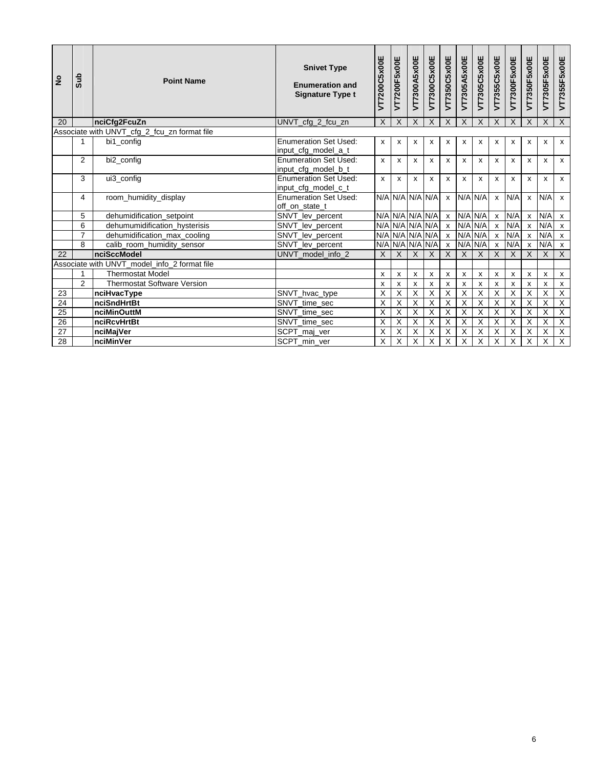| No | Sub | Point Name | Snivet Type Enumeration and Signature Type t | VT7200C5x00E | VT7200F5x00E | VT7300A5x00E | VT7300C5x00E | VT7350C5x00E | VT7305A5x00E | VT7305C5x00E | VT7355C5x00E | VT7300F5x00E | VT7350F5x00E | VT7305F5x00E | VT7355F5x00E |
|---|---|---|---|---|---|---|---|---|---|---|---|---|---|---|---|
| 20 | | **nciCfg2FcuZn** | UNVT_cfg_2_fcu_zn | X | X | X | X | X | X | X | X | X | X | X | X |
| Associate with UNVT_cfg_2_fcu_zn format file | | | | | | | | | | | | | | | |
| | 1 | bi1_config | Enumeration Set Used: input_cfg_model_a_t | x | x | x | x | x | x | x | x | x | x | x | x |
| | 2 | bi2_config | Enumeration Set Used: input_cfg_model_b_t | x | x | x | x | x | x | x | x | x | x | x | x |
| | 3 | ui3_config | Enumeration Set Used: input_cfg_model_c_t | x | x | x | x | x | x | x | x | x | x | x | x |
| | 4 | room_humidity_display | Enumeration Set Used: off_on_state_t | N/A | N/A | N/A | N/A | x | N/A | N/A | x | N/A | x | N/A | x |
| | 5 | dehumidification_setpoint | SNVT_lev_percent | N/A | N/A | N/A | N/A | x | N/A | N/A | x | N/A | x | N/A | x |
| | 6 | dehumumidification_hysterisis | SNVT_lev_percent | N/A | N/A | N/A | N/A | x | N/A | N/A | x | N/A | x | N/A | x |
| | 7 | dehumidification_max_cooling | SNVT_lev_percent | N/A | N/A | N/A | N/A | x | N/A | N/A | x | N/A | x | N/A | x |
| | 8 | calib_room_humidity_sensor | SNVT_lev_percent | N/A | N/A | N/A | N/A | x | N/A | N/A | x | N/A | x | N/A | x |
| 22 | | **nciSccModel** | UNVT_model_info_2 | X | X | X | X | X | X | X | X | X | X | X | X |
| Associate with UNVT_model_info_2 format file | | | | | | | | | | | | | | | |
| | 1 | Thermostat Model | | x | x | x | x | x | x | x | x | x | x | x | x |
| | 2 | Thermostat Software Version | | x | x | x | x | x | x | x | x | x | x | x | x |
| 23 | | **nciHvacType** | SNVT_hvac_type | X | X | X | X | X | X | X | X | X | X | X | X |
| 24 | | **nciSndHrtBt** | SNVT_time_sec | X | X | X | X | X | X | X | X | X | X | X | X |
| 25 | | **nciMinOutTM** | SNVT_time_sec | X | X | X | X | X | X | X | X | X | X | X | X |
| 26 | | **nciRcvHrtBt** | SNVT_time_sec | X | X | X | X | X | X | X | X | X | X | X | X |
| 27 | | **nciMajVer** | SCPT_maj_ver | X | X | X | X | X | X | X | X | X | X | X | X |
| 28 | | **nciMinVer** | SCPT_min_ver | X | X | X | X | X | X | X | X | X | X | X | X |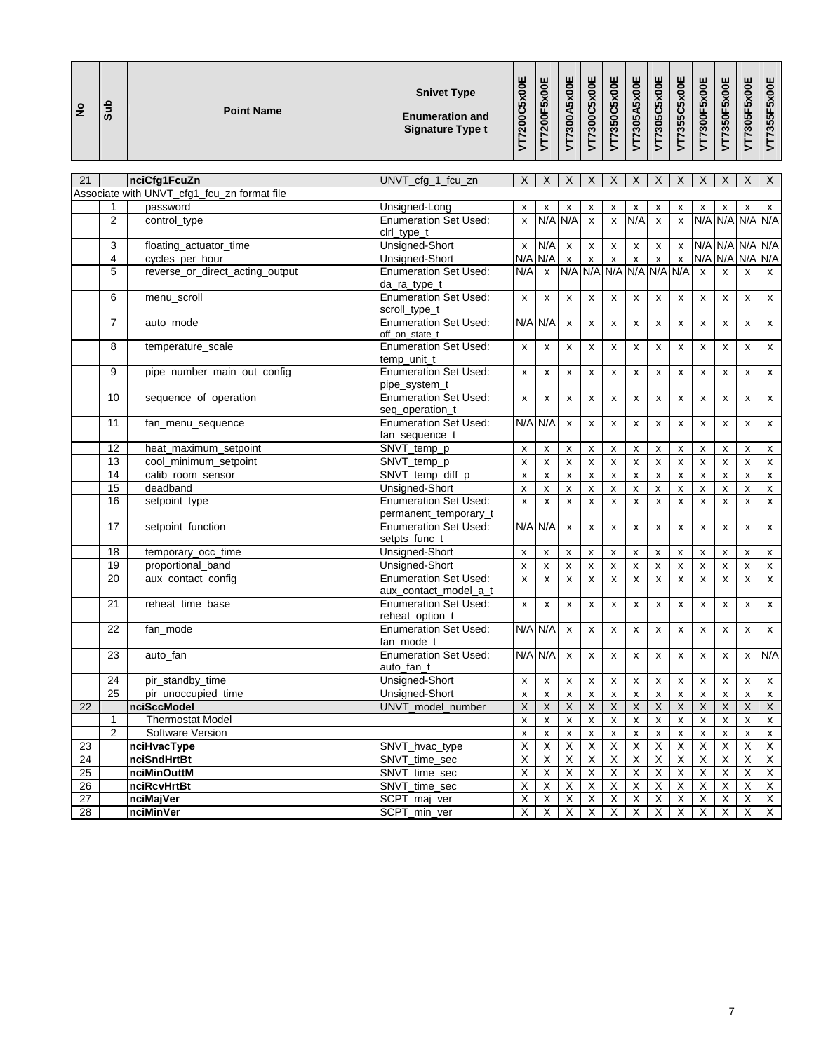| No | Sub | Point Name | Snivet Type Enumeration and Signature Type t | VT7200C5x00E | VT7200F5x00E | VT7300A5x00E | VT7300C5x00E | VT7350C5x00E | VT7305A5x00E | VT7305C5x00E | VT7355C5x00E | VT7300F5x00E | VT7350F5x00E | VT7305F5x00E | VT7355F5x00E |
|---|---|---|---|---|---|---|---|---|---|---|---|---|---|---|---|
| 21 | | **nciCfg1FcuZn** | UNVT_cfg_1_fcu_zn | X | X | X | X | X | X | X | X | X | X | X | X |
| Associate with UNVT_cfg1_fcu_zn format file | | | | | | | | | | | | | | | |
| | 1 | password | Unsigned-Long | x | x | x | x | x | x | x | x | x | x | x | x |
| | 2 | control_type | Enumeration Set Used: clrl_type_t | x | N/A | N/A | x | x | N/A | x | x | N/A | N/A | N/A | N/A |
| | 3 | floating_actuator_time | Unsigned-Short | x | N/A | x | x | x | x | x | x | N/A | N/A | N/A | N/A |
| | 4 | cycles_per_hour | Unsigned-Short | N/A | N/A | x | x | x | x | x | x | N/A | N/A | N/A | N/A |
| | 5 | reverse_or_direct_acting_output | Enumeration Set Used: da_ra_type_t | N/A | x | N/A | N/A | N/A | N/A | N/A | N/A | x | x | x | x |
| | 6 | menu_scroll | Enumeration Set Used: scroll_type_t | x | x | x | x | x | x | x | x | x | x | x | x |
| | 7 | auto_mode | Enumeration Set Used: off_on_state_t | N/A | N/A | x | x | x | x | x | x | x | x | x | x |
| | 8 | temperature_scale | Enumeration Set Used: temp_unit_t | x | x | x | x | x | x | x | x | x | x | x | x |
| | 9 | pipe_number_main_out_config | Enumeration Set Used: pipe_system_t | x | x | x | x | x | x | x | x | x | x | x | x |
| | 10 | sequence_of_operation | Enumeration Set Used: seq_operation_t | x | x | x | x | x | x | x | x | x | x | x | x |
| | 11 | fan_menu_sequence | Enumeration Set Used: fan_sequence_t | N/A | N/A | x | x | x | x | x | x | x | x | x | x |
| | 12 | heat_maximum_setpoint | SNVT_temp_p | x | x | x | x | x | x | x | x | x | x | x | x |
| | 13 | cool_minimum_setpoint | SNVT_temp_p | x | x | x | x | x | x | x | x | x | x | x | x |
| | 14 | calib_room_sensor | SNVT_temp_diff_p | x | x | x | x | x | x | x | x | x | x | x | x |
| | 15 | deadband | Unsigned-Short | x | x | x | x | x | x | x | x | x | x | x | x |
| | 16 | setpoint_type | Enumeration Set Used: permanent_temporary_t | x | x | x | x | x | x | x | x | x | x | x | x |
| | 17 | setpoint_function | Enumeration Set Used: setpts_func_t | N/A | N/A | x | x | x | x | x | x | x | x | x | x |
| | 18 | temporary_occ_time | Unsigned-Short | x | x | x | x | x | x | x | x | x | x | x | x |
| | 19 | proportional_band | Unsigned-Short | x | x | x | x | x | x | x | x | x | x | x | x |
| | 20 | aux_contact_config | Enumeration Set Used: aux_contact_model_a_t | x | x | x | x | x | x | x | x | x | x | x | x |
| | 21 | reheat_time_base | Enumeration Set Used: reheat_option_t | x | x | x | x | x | x | x | x | x | x | x | x |
| | 22 | fan_mode | Enumeration Set Used: fan_mode_t | N/A | N/A | x | x | x | x | x | x | x | x | x | x |
| | 23 | auto_fan | Enumeration Set Used: auto_fan_t | N/A | N/A | x | x | x | x | x | x | x | x | x | N/A |
| | 24 | pir_standby_time | Unsigned-Short | x | x | x | x | x | x | x | x | x | x | x | x |
| | 25 | pir_unoccupied_time | Unsigned-Short | x | x | x | x | x | x | x | x | x | x | x | x |
| 22 | | **nciSccModel** | UNVT_model_number | X | X | X | X | X | X | X | X | X | X | X | X |
| | 1 | Thermostat Model | | x | x | x | x | x | x | x | x | x | x | x | x |
| | 2 | Software Version | | x | x | x | x | x | x | x | x | x | x | x | x |
| 23 | | **nciHvacType** | SNVT_hvac_type | X | X | X | X | X | X | X | X | X | X | X | X |
| 24 | | **nciSndHrtBt** | SNVT_time_sec | X | X | X | X | X | X | X | X | X | X | X | X |
| 25 | | **nciMinOuttM** | SNVT_time_sec | X | X | X | X | X | X | X | X | X | X | X | X |
| 26 | | **nciRcvHrtBt** | SNVT_time_sec | X | X | X | X | X | X | X | X | X | X | X | X |
| 27 | | **nciMajVer** | SCPT_maj_ver | X | X | X | X | X | X | X | X | X | X | X | X |
| 28 | | **nciMinVer** | SCPT_min_ver | X | X | X | X | X | X | X | X | X | X | X | X |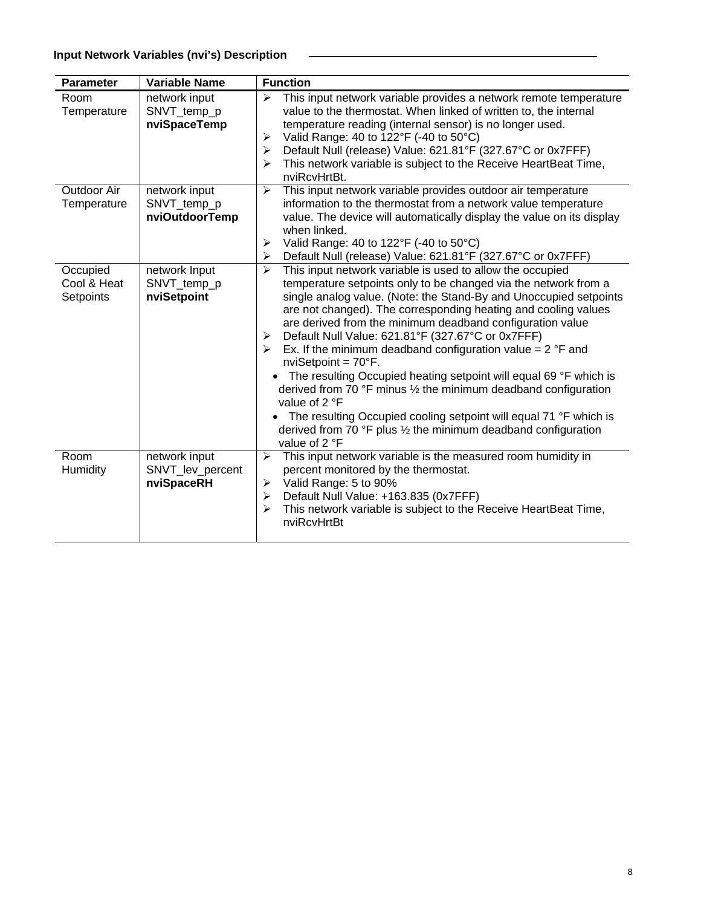**Input Network Variables (nvi's) Description**

| Parameter | Variable Name | Function |
|---|---|---|
| Room Temperature | network input SNVT_temp_p **nviSpaceTemp** | ➢ This input network variable provides a network remote temperature value to the thermostat. When linked of written to, the internal temperature reading (internal sensor) is no longer used.<br>➢ Valid Range: 40 to 122°F (-40 to 50°C)<br>➢ Default Null (release) Value: 621.81°F (327.67°C or 0x7FFF)<br>➢ This network variable is subject to the Receive HeartBeat Time, nviRcvHrtBt. |
| Outdoor Air Temperature | network input SNVT_temp_p **nviOutdoorTemp** | ➢ This input network variable provides outdoor air temperature information to the thermostat from a network value temperature value. The device will automatically display the value on its display when linked.<br>➢ Valid Range: 40 to 122°F (-40 to 50°C)<br>➢ Default Null (release) Value: 621.81°F (327.67°C or 0x7FFF) |
| Occupied Cool & Heat Setpoints | network Input SNVT_temp_p **nviSetpoint** | ➢ This input network variable is used to allow the occupied temperature setpoints only to be changed via the network from a single analog value. (Note: the Stand-By and Unoccupied setpoints are not changed). The corresponding heating and cooling values are derived from the minimum deadband configuration value<br>➢ Default Null Value: 621.81°F (327.67°C or 0x7FFF)<br>➢ Ex. If the minimum deadband configuration value = 2 °F and nviSetpoint = 70°F.<br>• The resulting Occupied heating setpoint will equal 69 °F which is derived from 70 °F minus ½ the minimum deadband configuration value of 2 °F<br>• The resulting Occupied cooling setpoint will equal 71 °F which is derived from 70 °F plus ½ the minimum deadband configuration value of 2 °F |
| Room Humidity | network input SNVT_lev_percent **nviSpaceRH** | ➢ This input network variable is the measured room humidity in percent monitored by the thermostat.<br>➢ Valid Range: 5 to 90%<br>➢ Default Null Value: +163.835 (0x7FFF)<br>➢ This network variable is subject to the Receive HeartBeat Time, nviRcvHrtBt |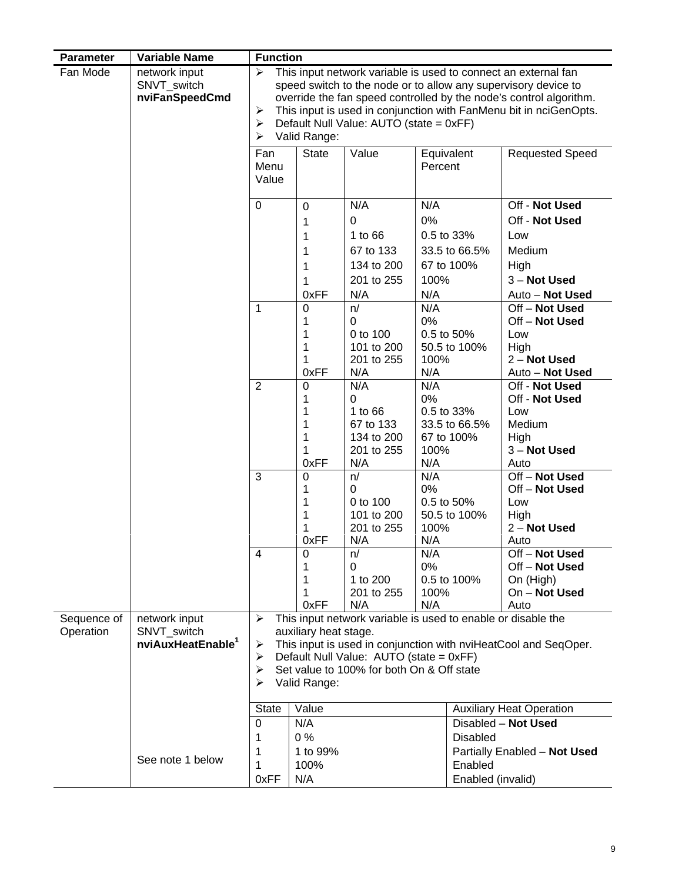| Parameter | Variable Name | Function |
|---|---|---|
| Fan Mode | network input SNVT_switch **nviFanSpeedCmd** | ➢ This input network variable is used to connect an external fan speed switch to the node or to allow any supervisory device to override the fan speed controlled by the node's control algorithm.<br>➢ This input is used in conjunction with FanMenu bit in nciGenOpts.<br>➢ Default Null Value: AUTO (state = 0xFF)<br>➢ Valid Range: |

| Fan Menu Value | State | Value | Equivalent Percent | Requested Speed |
|---|---|---|---|---|
| 0 | 0 | N/A | N/A | Off - **Not Used** |
| | 1 | 0 | 0% | Off - **Not Used** |
| | 1 | 1 to 66 | 0.5 to 33% | Low |
| | 1 | 67 to 133 | 33.5 to 66.5% | Medium |
| | 1 | 134 to 200 | 67 to 100% | High |
| | 1 | 201 to 255 | 100% | 3 – **Not Used** |
| | 0xFF | N/A | N/A | Auto – **Not Used** |
| 1 | 0 | n/ | N/A | Off – **Not Used** |
| | 1 | 0 | 0% | Off – **Not Used** |
| | 1 | 0 to 100 | 0.5 to 50% | Low |
| | 1 | 101 to 200 | 50.5 to 100% | High |
| | 1 | 201 to 255 | 100% | 2 – **Not Used** |
| | 0xFF | N/A | N/A | Auto – **Not Used** |
| 2 | 0 | N/A | N/A | Off - **Not Used** |
| | 1 | 0 | 0% | Off - **Not Used** |
| | 1 | 1 to 66 | 0.5 to 33% | Low |
| | 1 | 67 to 133 | 33.5 to 66.5% | Medium |
| | 1 | 134 to 200 | 67 to 100% | High |
| | 1 | 201 to 255 | 100% | 3 – **Not Used** |
| | 0xFF | N/A | N/A | Auto |
| 3 | 0 | n/ | N/A | Off – **Not Used** |
| | 1 | 0 | 0% | Off – **Not Used** |
| | 1 | 0 to 100 | 0.5 to 50% | Low |
| | 1 | 101 to 200 | 50.5 to 100% | High |
| | 1 | 201 to 255 | 100% | 2 – **Not Used** |
| | 0xFF | N/A | N/A | Auto |
| 4 | 0 | n/ | N/A | Off – **Not Used** |
| | 1 | 0 | 0% | Off – **Not Used** |
| | 1 | 1 to 200 | 0.5 to 100% | On (High) |
| | 1 | 201 to 255 | 100% | On – **Not Used** |
| | 0xFF | N/A | N/A | Auto |

| Parameter | Variable Name | Function |
|---|---|---|
| Sequence of Operation | network input SNVT_switch **nviAuxHeatEnable**[1]<br><br>See note 1 below | ➢ This input network variable is used to enable or disable the auxiliary heat stage.<br>➢ This input is used in conjunction with nviHeatCool and SeqOper.<br>➢ Default Null Value: AUTO (state = 0xFF)<br>➢ Set value to 100% for both On & Off state<br>➢ Valid Range: |

| State | Value | Auxiliary Heat Operation |
|---|---|---|
| 0 | N/A | Disabled – **Not Used** |
| 1 | 0 % | Disabled |
| 1 | 1 to 99% | Partially Enabled – **Not Used** |
| 1 | 100% | Enabled |
| 0xFF | N/A | Enabled (invalid) |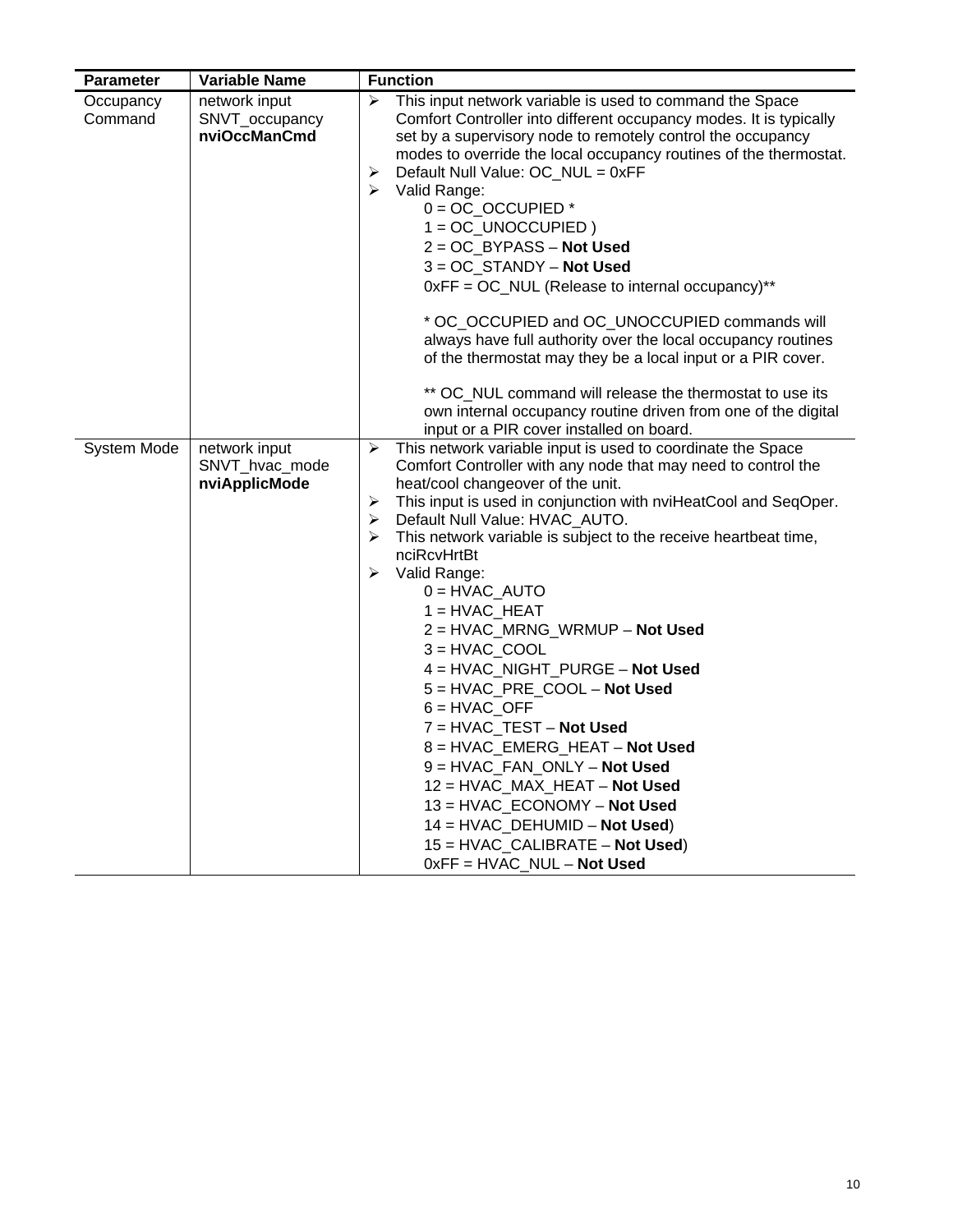| Parameter | Variable Name | Function |
|---|---|---|
| Occupancy Command | network input SNVT_occupancy **nviOccManCmd** | ➢ This input network variable is used to command the Space Comfort Controller into different occupancy modes. It is typically set by a supervisory node to remotely control the occupancy modes to override the local occupancy routines of the thermostat.<br>➢ Default Null Value: OC_NUL = 0xFF<br>➢ Valid Range:<br>0 = OC_OCCUPIED *<br>1 = OC_UNOCCUPIED )<br>2 = OC_BYPASS – **Not Used**<br>3 = OC_STANDY – **Not Used**<br>0xFF = OC_NUL (Release to internal occupancy)**<br><br>* OC_OCCUPIED and OC_UNOCCUPIED commands will always have full authority over the local occupancy routines of the thermostat may they be a local input or a PIR cover.<br><br>** OC_NUL command will release the thermostat to use its own internal occupancy routine driven from one of the digital input or a PIR cover installed on board. |
| System Mode | network input SNVT_hvac_mode **nviApplicMode** | ➢ This network variable input is used to coordinate the Space Comfort Controller with any node that may need to control the heat/cool changeover of the unit.<br>➢ This input is used in conjunction with nviHeatCool and SeqOper.<br>➢ Default Null Value: HVAC_AUTO.<br>➢ This network variable is subject to the receive heartbeat time, nciRcvHrtBt<br>➢ Valid Range:<br>0 = HVAC_AUTO<br>1 = HVAC_HEAT<br>2 = HVAC_MRNG_WRMUP – **Not Used**<br>3 = HVAC_COOL<br>4 = HVAC_NIGHT_PURGE – **Not Used**<br>5 = HVAC_PRE_COOL – **Not Used**<br>6 = HVAC_OFF<br>7 = HVAC_TEST – **Not Used**<br>8 = HVAC_EMERG_HEAT – **Not Used**<br>9 = HVAC_FAN_ONLY – **Not Used**<br>12 = HVAC_MAX_HEAT – **Not Used**<br>13 = HVAC_ECONOMY – **Not Used**<br>14 = HVAC_DEHUMID – **Not Used**)<br>15 = HVAC_CALIBRATE – **Not Used**)<br>0xFF = HVAC_NUL – **Not Used** |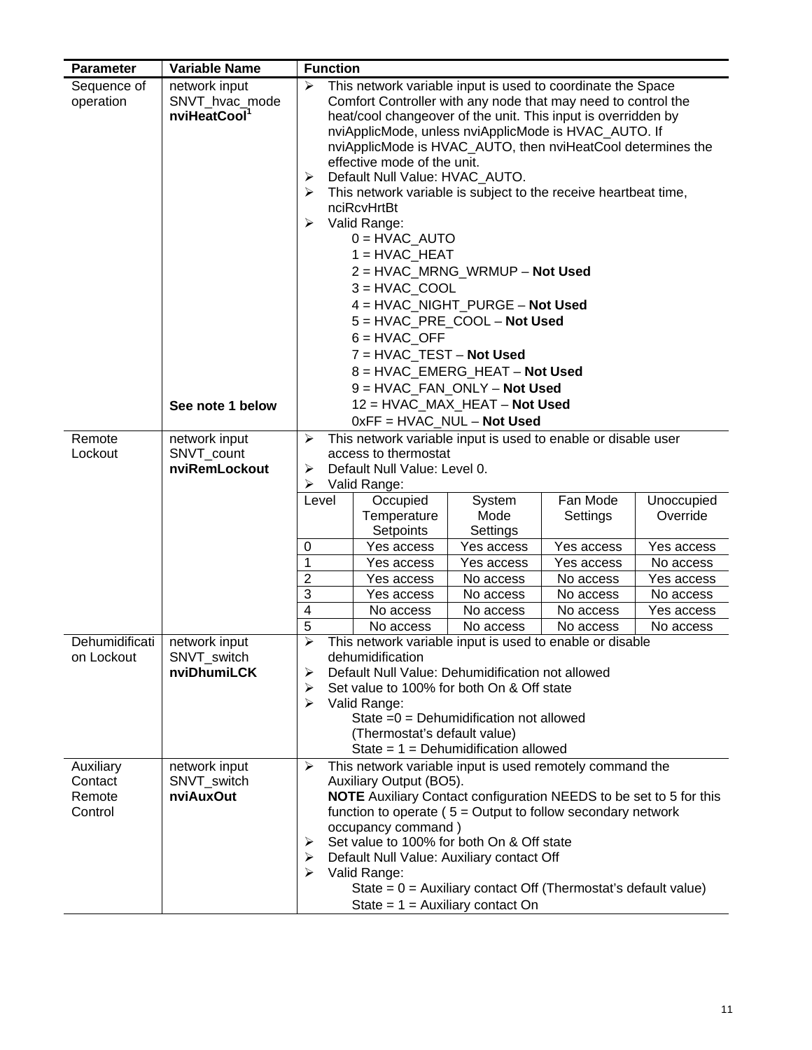| Parameter | Variable Name | Function |
|---|---|---|
| Sequence of operation | network input SNVT_hvac_mode **nviHeatCool**[1]<br><br>**See note 1 below** | ➢ This network variable input is used to coordinate the Space Comfort Controller with any node that may need to control the heat/cool changeover of the unit. This input is overridden by nviApplicMode, unless nviApplicMode is HVAC_AUTO. If nviApplicMode is HVAC_AUTO, then nviHeatCool determines the effective mode of the unit.<br>➢ Default Null Value: HVAC_AUTO.<br>➢ This network variable is subject to the receive heartbeat time, nciRcvHrtBt<br>➢ Valid Range:<br>0 = HVAC_AUTO<br>1 = HVAC_HEAT<br>2 = HVAC_MRNG_WRMUP – **Not Used**<br>3 = HVAC_COOL<br>4 = HVAC_NIGHT_PURGE – **Not Used**<br>5 = HVAC_PRE_COOL – **Not Used**<br>6 = HVAC_OFF<br>7 = HVAC_TEST – **Not Used**<br>8 = HVAC_EMERG_HEAT – **Not Used**<br>9 = HVAC_FAN_ONLY – **Not Used**<br>12 = HVAC_MAX_HEAT – **Not Used**<br>0xFF = HVAC_NUL – **Not Used** |
| Remote Lockout | network input SNVT_count **nviRemLockout** | ➢ This network variable input is used to enable or disable user access to thermostat<br>➢ Default Null Value: Level 0.<br>➢ Valid Range:<br>Level \| Occupied Temperature Setpoints \| System Mode Settings \| Fan Mode Settings \| Unoccupied Override<br>0 \| Yes access \| Yes access \| Yes access \| Yes access<br>1 \| Yes access \| Yes access \| Yes access \| No access<br>2 \| Yes access \| No access \| No access \| Yes access<br>3 \| Yes access \| No access \| No access \| No access<br>4 \| No access \| No access \| No access \| Yes access<br>5 \| No access \| No access \| No access \| No access |
| Dehumidification Lockout | network input SNVT_switch **nviDhumiLCK** | ➢ This network variable input is used to enable or disable dehumidification<br>➢ Default Null Value: Dehumidification not allowed<br>➢ Set value to 100% for both On & Off state<br>➢ Valid Range:<br>State =0 = Dehumidification not allowed (Thermostat's default value)<br>State = 1 = Dehumidification allowed |
| Auxiliary Contact Remote Control | network input SNVT_switch **nviAuxOut** | ➢ This network variable input is used remotely command the Auxiliary Output (BO5).<br>**NOTE** Auxiliary Contact configuration NEEDS to be set to 5 for this function to operate ( 5 = Output to follow secondary network occupancy command )<br>➢ Set value to 100% for both On & Off state<br>➢ Default Null Value: Auxiliary contact Off<br>➢ Valid Range:<br>State = 0 = Auxiliary contact Off (Thermostat's default value)<br>State = 1 = Auxiliary contact On |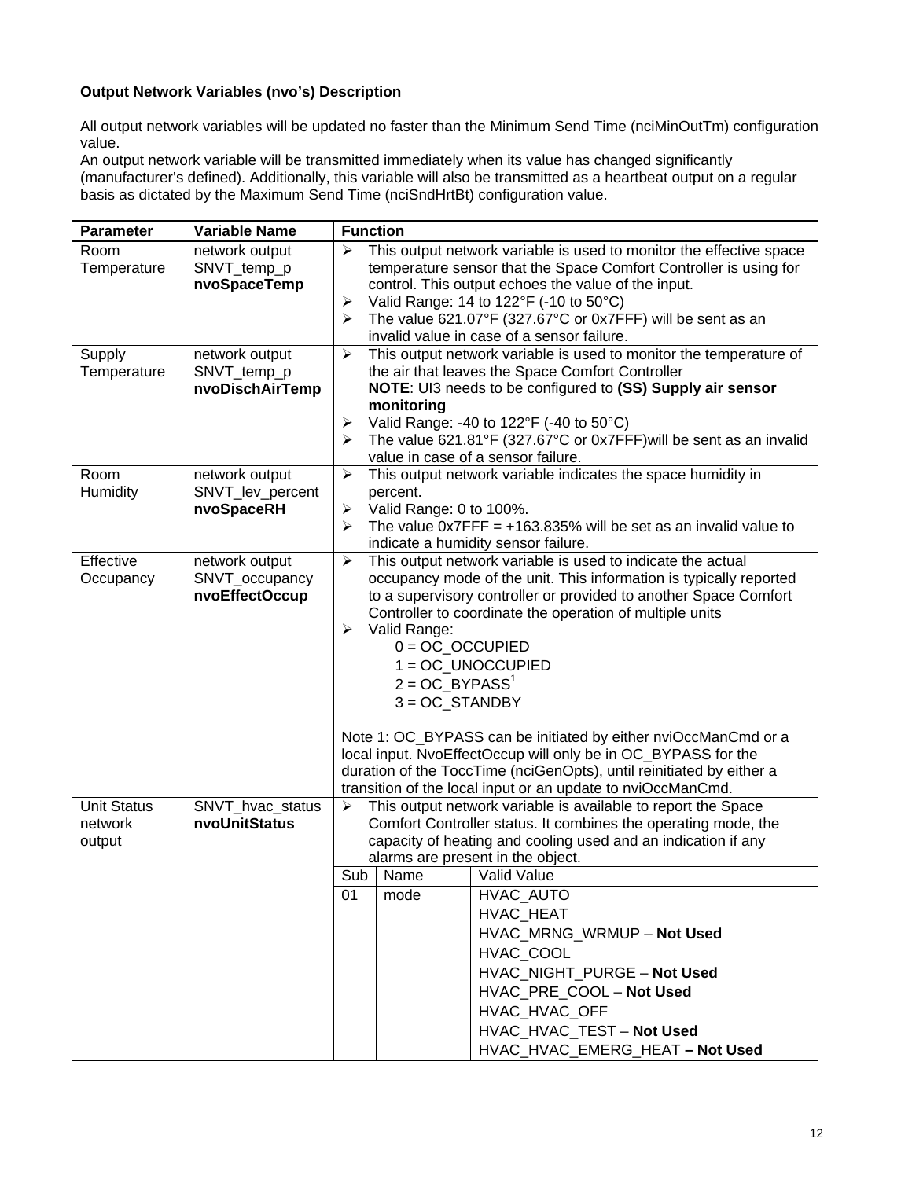**Output Network Variables (nvo's) Description**

All output network variables will be updated no faster than the Minimum Send Time (nciMinOutTm) configuration value.
An output network variable will be transmitted immediately when its value has changed significantly (manufacturer's defined). Additionally, this variable will also be transmitted as a heartbeat output on a regular basis as dictated by the Maximum Send Time (nciSndHrtBt) configuration value.

| Parameter | Variable Name | Function |
|---|---|---|
| Room Temperature | network output SNVT_temp_p **nvoSpaceTemp** | ➢ This output network variable is used to monitor the effective space temperature sensor that the Space Comfort Controller is using for control. This output echoes the value of the input.<br>➢ Valid Range: 14 to 122°F (-10 to 50°C)<br>➢ The value 621.07°F (327.67°C or 0x7FFF) will be sent as an invalid value in case of a sensor failure. |
| Supply Temperature | network output SNVT_temp_p **nvoDischAirTemp** | ➢ This output network variable is used to monitor the temperature of the air that leaves the Space Comfort Controller<br>**NOTE**: UI3 needs to be configured to **(SS) Supply air sensor monitoring**<br>➢ Valid Range: -40 to 122°F (-40 to 50°C)<br>➢ The value 621.81°F (327.67°C or 0x7FFF)will be sent as an invalid value in case of a sensor failure. |
| Room Humidity | network output SNVT_lev_percent **nvoSpaceRH** | ➢ This output network variable indicates the space humidity in percent.<br>➢ Valid Range: 0 to 100%.<br>➢ The value 0x7FFF = +163.835% will be set as an invalid value to indicate a humidity sensor failure. |
| Effective Occupancy | network output SNVT_occupancy **nvoEffectOccup** | ➢ This output network variable is used to indicate the actual occupancy mode of the unit. This information is typically reported to a supervisory controller or provided to another Space Comfort Controller to coordinate the operation of multiple units<br>➢ Valid Range:<br>0 = OC_OCCUPIED<br>1 = OC_UNOCCUPIED<br>2 = OC_BYPASS[1]<br>3 = OC_STANDBY<br><br>Note 1: OC_BYPASS can be initiated by either nviOccManCmd or a local input. NvoEffectOccup will only be in OC_BYPASS for the duration of the ToccTime (nciGenOpts), until reinitiated by either a transition of the local input or an update to nviOccManCmd. |
| Unit Status network output | SNVT_hvac_status **nvoUnitStatus** | ➢ This output network variable is available to report the Space Comfort Controller status. It combines the operating mode, the capacity of heating and cooling used and an indication if any alarms are present in the object.<br><br>Sub: 01 — Name: mode — Valid Value:<br>HVAC_AUTO<br>HVAC_HEAT<br>HVAC_MRNG_WRMUP – **Not Used**<br>HVAC_COOL<br>HVAC_NIGHT_PURGE – **Not Used**<br>HVAC_PRE_COOL – **Not Used**<br>HVAC_HVAC_OFF<br>HVAC_HVAC_TEST – **Not Used**<br>HVAC_HVAC_EMERG_HEAT **– Not Used** |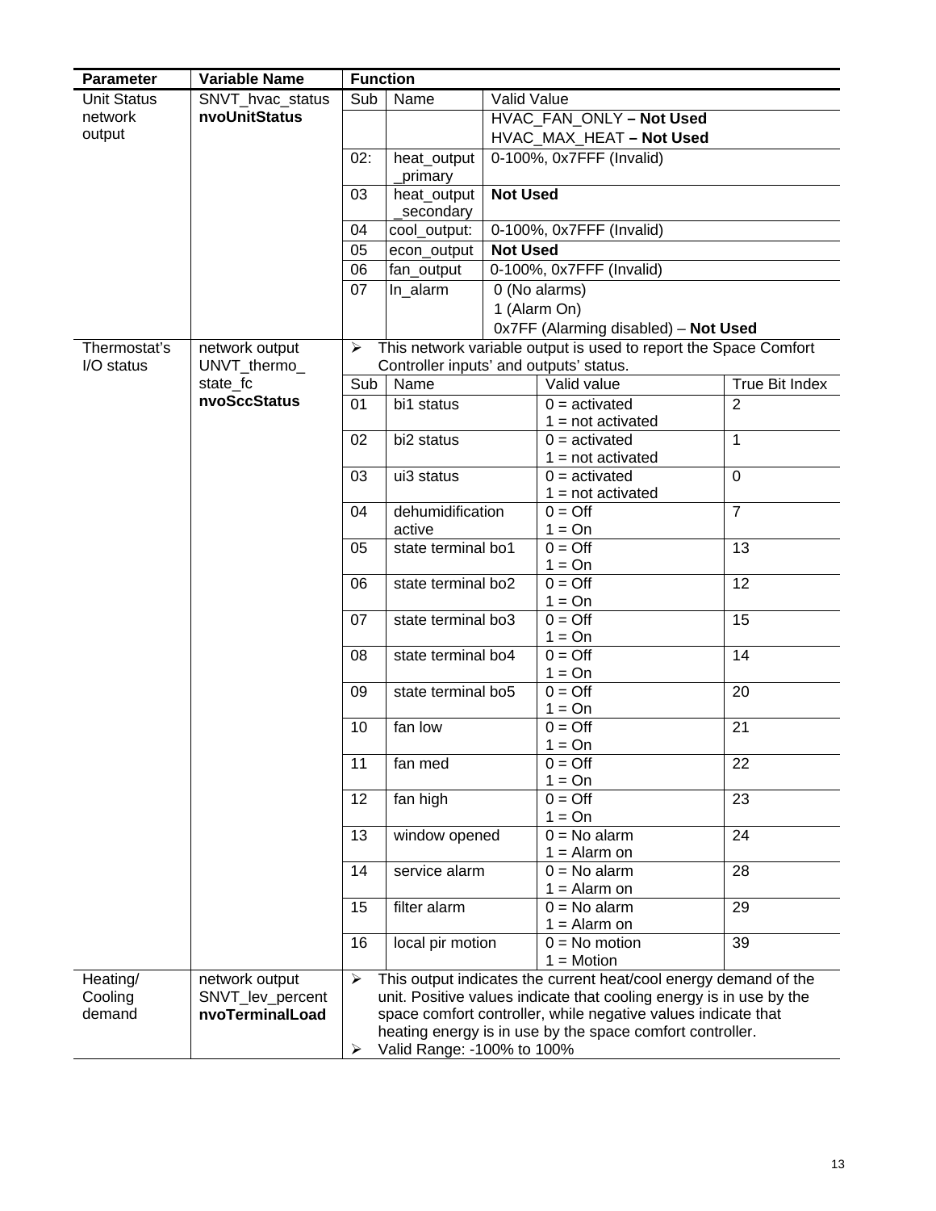| Parameter | Variable Name | Function | | | |
|---|---|---|---|---|---|
| Unit Status network output | SNVT_hvac_status **nvoUnitStatus** | Sub | Name | Valid Value | |
| | | | | HVAC_FAN_ONLY **– Not Used** HVAC_MAX_HEAT **– Not Used** | |
| | | 02: | heat_output _primary | 0-100%, 0x7FFF (Invalid) | |
| | | 03 | heat_output _secondary | **Not Used** | |
| | | 04 | cool_output: | 0-100%, 0x7FFF (Invalid) | |
| | | 05 | econ_output | **Not Used** | |
| | | 06 | fan_output | 0-100%, 0x7FFF (Invalid) | |
| | | 07 | In_alarm | 0 (No alarms) 1 (Alarm On) 0x7FF (Alarming disabled) – **Not Used** | |
| Thermostat's I/O status | network output UNVT_thermo_ state_fc **nvoSccStatus** | ➢ This network variable output is used to report the Space Comfort Controller inputs' and outputs' status. | | | |
| | | Sub | Name | Valid value | True Bit Index |
| | | 01 | bi1 status | 0 = activated 1 = not activated | 2 |
| | | 02 | bi2 status | 0 = activated 1 = not activated | 1 |
| | | 03 | ui3 status | 0 = activated 1 = not activated | 0 |
| | | 04 | dehumidification active | 0 = Off 1 = On | 7 |
| | | 05 | state terminal bo1 | 0 = Off 1 = On | 13 |
| | | 06 | state terminal bo2 | 0 = Off 1 = On | 12 |
| | | 07 | state terminal bo3 | 0 = Off 1 = On | 15 |
| | | 08 | state terminal bo4 | 0 = Off 1 = On | 14 |
| | | 09 | state terminal bo5 | 0 = Off 1 = On | 20 |
| | | 10 | fan low | 0 = Off 1 = On | 21 |
| | | 11 | fan med | 0 = Off 1 = On | 22 |
| | | 12 | fan high | 0 = Off 1 = On | 23 |
| | | 13 | window opened | 0 = No alarm 1 = Alarm on | 24 |
| | | 14 | service alarm | 0 = No alarm 1 = Alarm on | 28 |
| | | 15 | filter alarm | 0 = No alarm 1 = Alarm on | 29 |
| | | 16 | local pir motion | 0 = No motion 1 = Motion | 39 |
| Heating/ Cooling demand | network output SNVT_lev_percent **nvoTerminalLoad** | ➢ This output indicates the current heat/cool energy demand of the unit. Positive values indicate that cooling energy is in use by the space comfort controller, while negative values indicate that heating energy is in use by the space comfort controller. ➢ Valid Range: -100% to 100% | | | |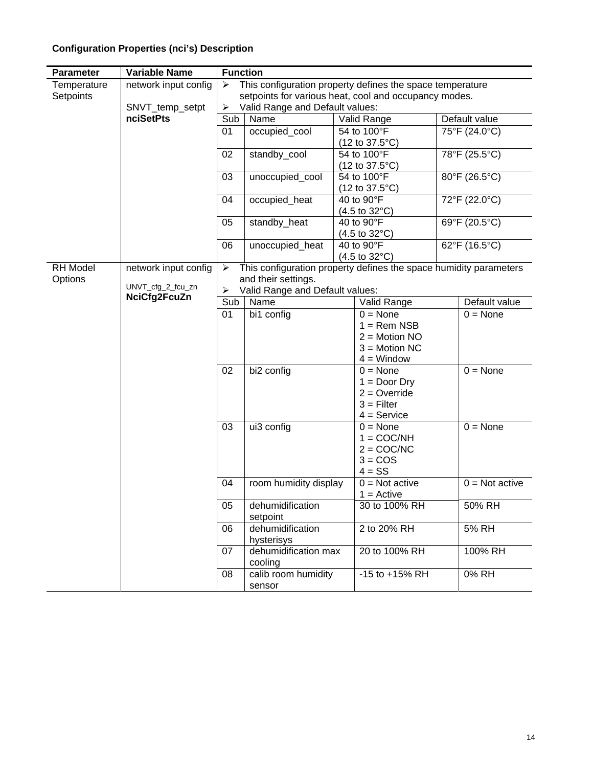**Configuration Properties (nci's) Description**

| Parameter | Variable Name | Function | | | |
|---|---|---|---|---|---|
| Temperature Setpoints | network input config<br><br>SNVT_temp_setpt<br>**nciSetPts** | ➢ This configuration property defines the space temperature setpoints for various heat, cool and occupancy modes.<br>➢ Valid Range and Default values: | | | |
| | | Sub | Name | Valid Range | Default value |
| | | 01 | occupied_cool | 54 to 100°F (12 to 37.5°C) | 75°F (24.0°C) |
| | | 02 | standby_cool | 54 to 100°F (12 to 37.5°C) | 78°F (25.5°C) |
| | | 03 | unoccupied_cool | 54 to 100°F (12 to 37.5°C) | 80°F (26.5°C) |
| | | 04 | occupied_heat | 40 to 90°F (4.5 to 32°C) | 72°F (22.0°C) |
| | | 05 | standby_heat | 40 to 90°F (4.5 to 32°C) | 69°F (20.5°C) |
| | | 06 | unoccupied_heat | 40 to 90°F (4.5 to 32°C) | 62°F (16.5°C) |
| RH Model Options | network input config<br>UNVT_cfg_2_fcu_zn<br>**NciCfg2FcuZn** | ➢ This configuration property defines the space humidity parameters and their settings.<br>➢ Valid Range and Default values: | | | |
| | | Sub | Name | Valid Range | Default value |
| | | 01 | bi1 config | 0 = None<br>1 = Rem NSB<br>2 = Motion NO<br>3 = Motion NC<br>4 = Window | 0 = None |
| | | 02 | bi2 config | 0 = None<br>1 = Door Dry<br>2 = Override<br>3 = Filter<br>4 = Service | 0 = None |
| | | 03 | ui3 config | 0 = None<br>1 = COC/NH<br>2 = COC/NC<br>3 = COS<br>4 = SS | 0 = None |
| | | 04 | room humidity display | 0 = Not active<br>1 = Active | 0 = Not active |
| | | 05 | dehumidification setpoint | 30 to 100% RH | 50% RH |
| | | 06 | dehumidification hysterisys | 2 to 20% RH | 5% RH |
| | | 07 | dehumidification max cooling | 20 to 100% RH | 100% RH |
| | | 08 | calib room humidity sensor | -15 to +15% RH | 0% RH |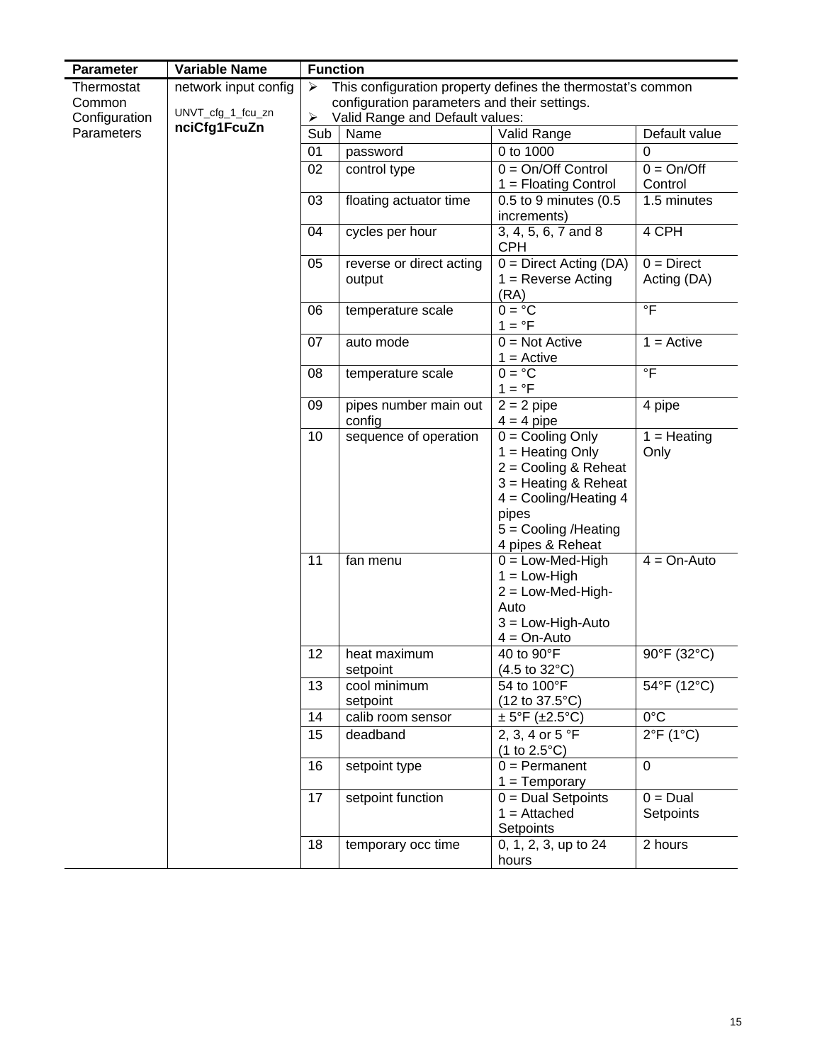| Parameter | Variable Name | Function | | | |
|---|---|---|---|---|---|
| Thermostat Common Configuration Parameters | network input config UNVT_cfg_1_fcu_zn **nciCfg1FcuZn** | ➢ This configuration property defines the thermostat's common configuration parameters and their settings.<br>➢ Valid Range and Default values: | | | |
| | | Sub | Name | Valid Range | Default value |
| | | 01 | password | 0 to 1000 | 0 |
| | | 02 | control type | 0 = On/Off Control<br>1 = Floating Control | 0 = On/Off Control |
| | | 03 | floating actuator time | 0.5 to 9 minutes (0.5 increments) | 1.5 minutes |
| | | 04 | cycles per hour | 3, 4, 5, 6, 7 and 8 CPH | 4 CPH |
| | | 05 | reverse or direct acting output | 0 = Direct Acting (DA)<br>1 = Reverse Acting (RA) | 0 = Direct Acting (DA) |
| | | 06 | temperature scale | 0 = °C<br>1 = °F | °F |
| | | 07 | auto mode | 0 = Not Active<br>1 = Active | 1 = Active |
| | | 08 | temperature scale | 0 = °C<br>1 = °F | °F |
| | | 09 | pipes number main out config | 2 = 2 pipe<br>4 = 4 pipe | 4 pipe |
| | | 10 | sequence of operation | 0 = Cooling Only<br>1 = Heating Only<br>2 = Cooling & Reheat<br>3 = Heating & Reheat<br>4 = Cooling/Heating 4 pipes<br>5 = Cooling /Heating 4 pipes & Reheat | 1 = Heating Only |
| | | 11 | fan menu | 0 = Low-Med-High<br>1 = Low-High<br>2 = Low-Med-High-Auto<br>3 = Low-High-Auto<br>4 = On-Auto | 4 = On-Auto |
| | | 12 | heat maximum setpoint | 40 to 90°F<br>(4.5 to 32°C) | 90°F (32°C) |
| | | 13 | cool minimum setpoint | 54 to 100°F<br>(12 to 37.5°C) | 54°F (12°C) |
| | | 14 | calib room sensor | ± 5°F (±2.5°C) | 0°C |
| | | 15 | deadband | 2, 3, 4 or 5 °F<br>(1 to 2.5°C) | 2°F (1°C) |
| | | 16 | setpoint type | 0 = Permanent<br>1 = Temporary | 0 |
| | | 17 | setpoint function | 0 = Dual Setpoints<br>1 = Attached Setpoints | 0 = Dual Setpoints |
| | | 18 | temporary occ time | 0, 1, 2, 3, up to 24 hours | 2 hours |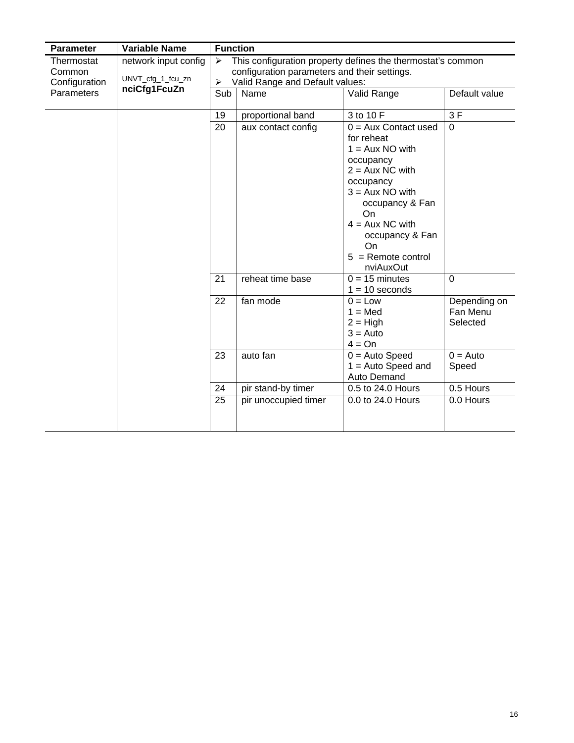| Parameter | Variable Name | Function | | | |
|---|---|---|---|---|---|
| Thermostat Common Configuration Parameters | network input config<br>UNVT_cfg_1_fcu_zn<br>**nciCfg1FcuZn** | ➢ This configuration property defines the thermostat's common configuration parameters and their settings.<br>➢ Valid Range and Default values: | | | |
| | | Sub | Name | Valid Range | Default value |
| | | 19 | proportional band | 3 to 10 F | 3 F |
| | | 20 | aux contact config | 0 = Aux Contact used for reheat<br>1 = Aux NO with occupancy<br>2 = Aux NC with occupancy<br>3 = Aux NO with occupancy & Fan On<br>4 = Aux NC with occupancy & Fan On<br>5 = Remote control nviAuxOut | 0 |
| | | 21 | reheat time base | 0 = 15 minutes<br>1 = 10 seconds | 0 |
| | | 22 | fan mode | 0 = Low<br>1 = Med<br>2 = High<br>3 = Auto<br>4 = On | Depending on Fan Menu Selected |
| | | 23 | auto fan | 0 = Auto Speed<br>1 = Auto Speed and Auto Demand | 0 = Auto Speed |
| | | 24 | pir stand-by timer | 0.5 to 24.0 Hours | 0.5 Hours |
| | | 25 | pir unoccupied timer | 0.0 to 24.0 Hours | 0.0 Hours |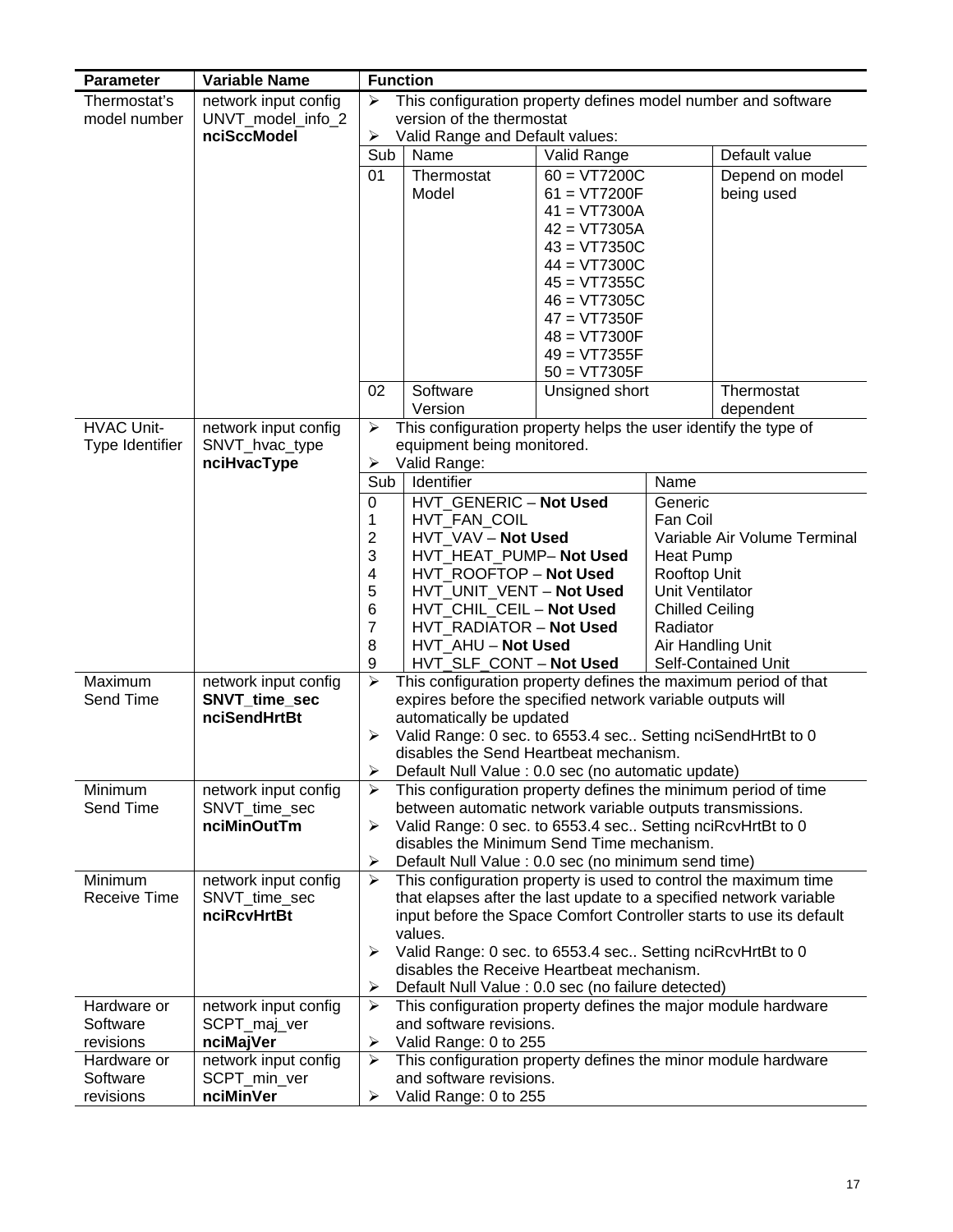| Parameter | Variable Name | Function |
|---|---|---|
| Thermostat's model number | network input config UNVT_model_info_2 **nciSccModel** | ➢ This configuration property defines model number and software version of the thermostat<br>➢ Valid Range and Default values:<br><br>Sub 01 – Thermostat Model – Valid Range: 60 = VT7200C, 61 = VT7200F, 41 = VT7300A, 42 = VT7305A, 43 = VT7350C, 44 = VT7300C, 45 = VT7355C, 46 = VT7305C, 47 = VT7350F, 48 = VT7300F, 49 = VT7355F, 50 = VT7305F – Default value: Depend on model being used<br>Sub 02 – Software Version – Valid Range: Unsigned short – Default value: Thermostat dependent |
| HVAC Unit-Type Identifier | network input config SNVT_hvac_type **nciHvacType** | ➢ This configuration property helps the user identify the type of equipment being monitored.<br>➢ Valid Range:<br><br>Sub / Identifier / Name:<br>0 HVT_GENERIC – **Not Used** – Generic<br>1 HVT_FAN_COIL – Fan Coil<br>2 HVT_VAV – **Not Used** – Variable Air Volume Terminal<br>3 HVT_HEAT_PUMP– **Not Used** – Heat Pump<br>4 HVT_ROOFTOP – **Not Used** – Rooftop Unit<br>5 HVT_UNIT_VENT – **Not Used** – Unit Ventilator<br>6 HVT_CHIL_CEIL – **Not Used** – Chilled Ceiling<br>7 HVT_RADIATOR – **Not Used** – Radiator<br>8 HVT_AHU – **Not Used** – Air Handling Unit<br>9 HVT_SLF_CONT – **Not Used** – Self-Contained Unit |
| Maximum Send Time | network input config **SNVT_time_sec** **nciSendHrtBt** | ➢ This configuration property defines the maximum period of that expires before the specified network variable outputs will automatically be updated<br>➢ Valid Range: 0 sec. to 6553.4 sec.. Setting nciSendHrtBt to 0 disables the Send Heartbeat mechanism.<br>➢ Default Null Value : 0.0 sec (no automatic update) |
| Minimum Send Time | network input config SNVT_time_sec **nciMinOutTm** | ➢ This configuration property defines the minimum period of time between automatic network variable outputs transmissions.<br>➢ Valid Range: 0 sec. to 6553.4 sec.. Setting nciRcvHrtBt to 0 disables the Minimum Send Time mechanism.<br>➢ Default Null Value : 0.0 sec (no minimum send time) |
| Minimum Receive Time | network input config SNVT_time_sec **nciRcvHrtBt** | ➢ This configuration property is used to control the maximum time that elapses after the last update to a specified network variable input before the Space Comfort Controller starts to use its default values.<br>➢ Valid Range: 0 sec. to 6553.4 sec.. Setting nciRcvHrtBt to 0 disables the Receive Heartbeat mechanism.<br>➢ Default Null Value : 0.0 sec (no failure detected) |
| Hardware or Software revisions | network input config SCPT_maj_ver **nciMajVer** | ➢ This configuration property defines the major module hardware and software revisions.<br>➢ Valid Range: 0 to 255 |
| Hardware or Software revisions | network input config SCPT_min_ver **nciMinVer** | ➢ This configuration property defines the minor module hardware and software revisions.<br>➢ Valid Range: 0 to 255 |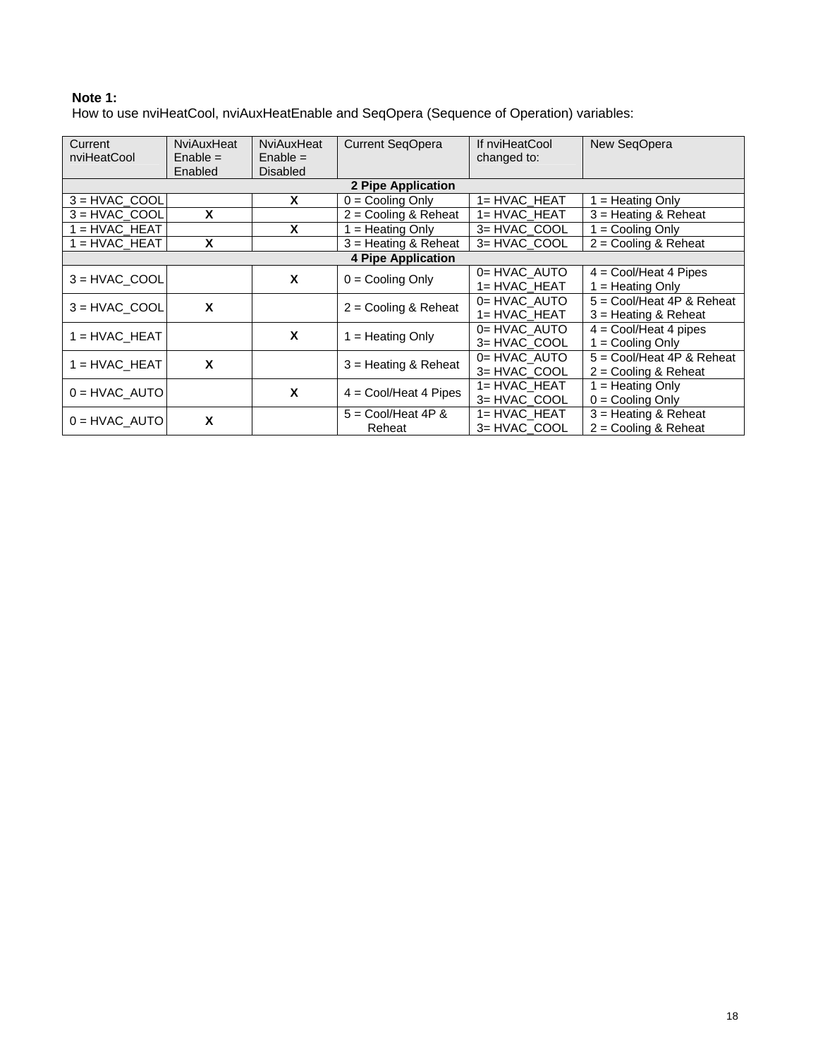**Note 1:**
How to use nviHeatCool, nviAuxHeatEnable and SeqOpera (Sequence of Operation) variables:

| Current nviHeatCool | NviAuxHeat Enable = Enabled | NviAuxHeat Enable = Disabled | Current SeqOpera | If nviHeatCool changed to: | New SeqOpera |
|---|---|---|---|---|---|
| **2 Pipe Application** | | | | | |
| 3 = HVAC_COOL | | **X** | 0 = Cooling Only | 1= HVAC_HEAT | 1 = Heating Only |
| 3 = HVAC_COOL | **X** | | 2 = Cooling & Reheat | 1= HVAC_HEAT | 3 = Heating & Reheat |
| 1 = HVAC_HEAT | | **X** | 1 = Heating Only | 3= HVAC_COOL | 1 = Cooling Only |
| 1 = HVAC_HEAT | **X** | | 3 = Heating & Reheat | 3= HVAC_COOL | 2 = Cooling & Reheat |
| **4 Pipe Application** | | | | | |
| 3 = HVAC_COOL | | **X** | 0 = Cooling Only | 0= HVAC_AUTO<br>1= HVAC_HEAT | 4 = Cool/Heat 4 Pipes<br>1 = Heating Only |
| 3 = HVAC_COOL | **X** | | 2 = Cooling & Reheat | 0= HVAC_AUTO<br>1= HVAC_HEAT | 5 = Cool/Heat 4P & Reheat<br>3 = Heating & Reheat |
| 1 = HVAC_HEAT | | **X** | 1 = Heating Only | 0= HVAC_AUTO<br>3= HVAC_COOL | 4 = Cool/Heat 4 pipes<br>1 = Cooling Only |
| 1 = HVAC_HEAT | **X** | | 3 = Heating & Reheat | 0= HVAC_AUTO<br>3= HVAC_COOL | 5 = Cool/Heat 4P & Reheat<br>2 = Cooling & Reheat |
| 0 = HVAC_AUTO | | **X** | 4 = Cool/Heat 4 Pipes | 1= HVAC_HEAT<br>3= HVAC_COOL | 1 = Heating Only<br>0 = Cooling Only |
| 0 = HVAC_AUTO | **X** | | 5 = Cool/Heat 4P & Reheat | 1= HVAC_HEAT<br>3= HVAC_COOL | 3 = Heating & Reheat<br>2 = Cooling & Reheat |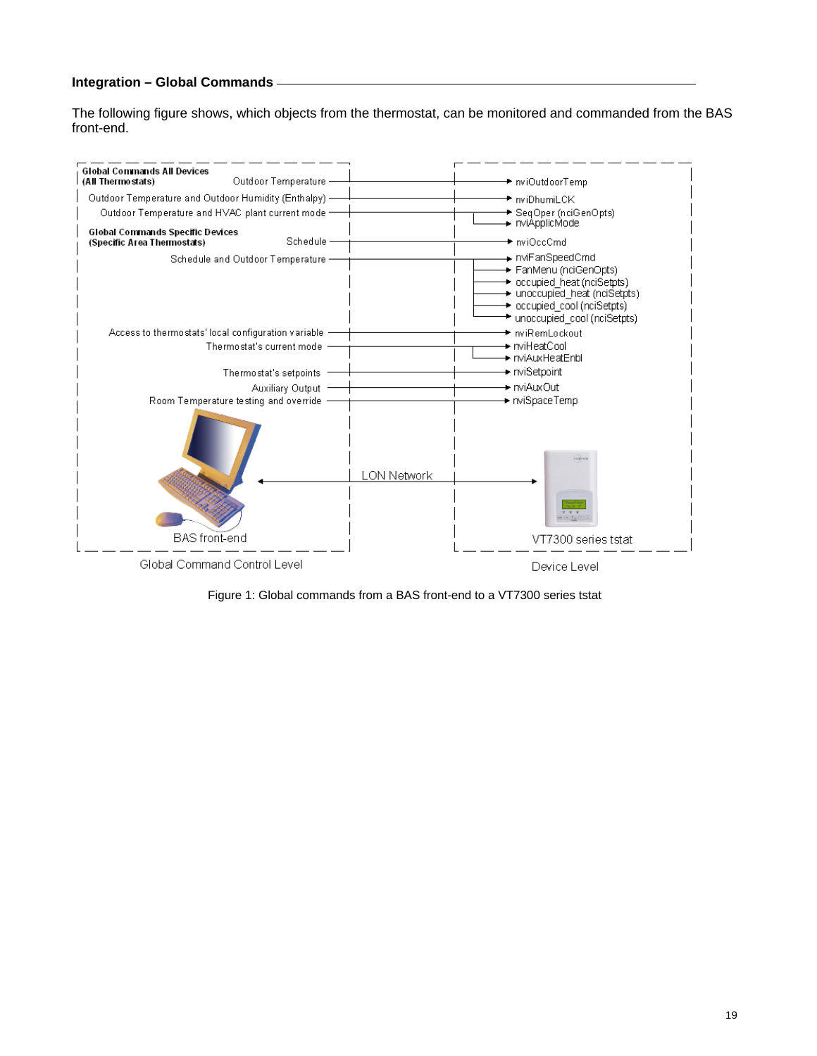### Integration – Global Commands

The following figure shows, which objects from the thermostat, can be monitored and commanded from the BAS front-end.

| Global Command Control Level | Device Level |
|---|---|
| **Global Commands All Devices (All Thermostats)** | |
| Outdoor Temperature | nviOutdoorTemp |
| Outdoor Temperature and Outdoor Humidity (Enthalpy) | nviDhumiLCK |
| Outdoor Temperature and HVAC plant current mode | SeqOper (nciGenOpts), nviApplicMode |
| **Global Commands Specific Devices (Specific Area Thermostats)** | |
| Schedule | nviOccCmd |
| Schedule and Outdoor Temperature | nviFanSpeedCmd, FanMenu (nciGenOpts), occupied_heat (nciSetpts), unoccupied_heat (nciSetpts), occupied_cool (nciSetpts), unoccupied_cool (nciSetpts) |
| Access to thermostats' local configuration variable | nviRemLockout |
| Thermostat's current mode | nviHeatCool, nviAuxHeatEnbl |
| Thermostat's setpoints | nviSetpoint |
| Auxiliary Output | nviAuxOut |
| Room Temperature testing and override | nviSpaceTemp |

BAS front-end ← LON Network → VT7300 series tstat

Figure 1: Global commands from a BAS front-end to a VT7300 series tstat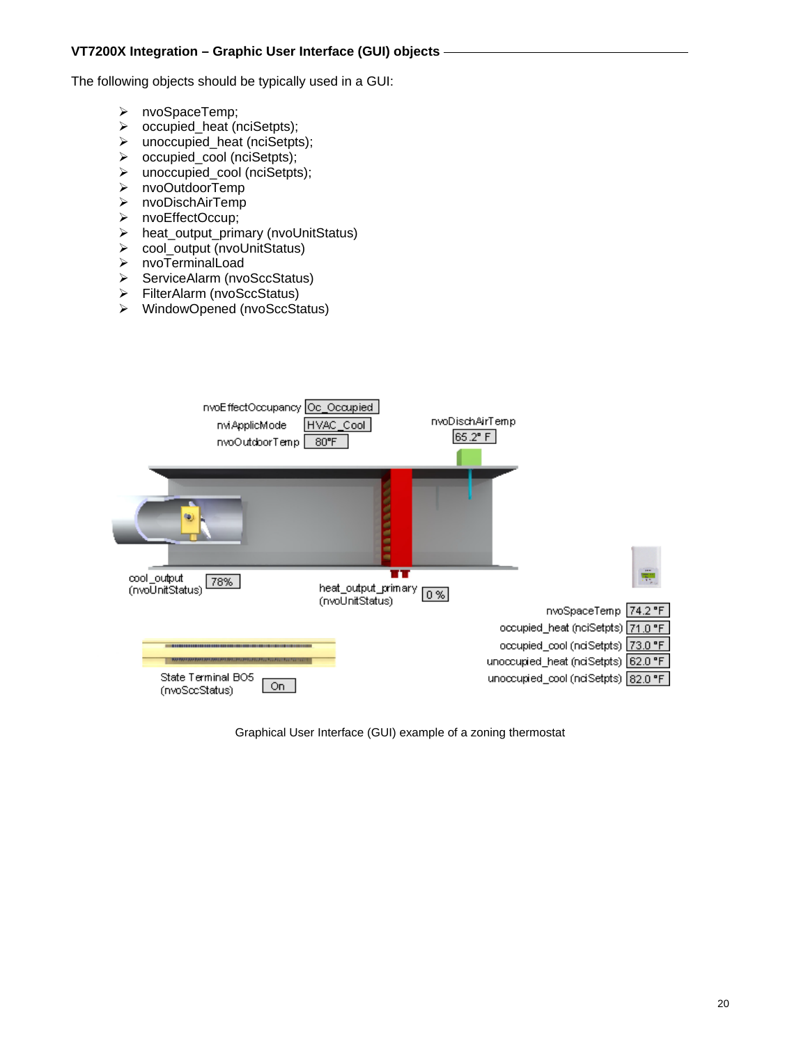### VT7200X Integration – Graphic User Interface (GUI) objects

The following objects should be typically used in a GUI:

- nvoSpaceTemp;
- occupied_heat (nciSetpts);
- unoccupied_heat (nciSetpts);
- occupied_cool (nciSetpts);
- unoccupied_cool (nciSetpts);
- nvoOutdoorTemp
- nvoDischAirTemp
- nvoEffectOccup;
- heat_output_primary (nvoUnitStatus)
- cool_output (nvoUnitStatus)
- nvoTerminalLoad
- ServiceAlarm (nvoSccStatus)
- FilterAlarm (nvoSccStatus)
- WindowOpened (nvoSccStatus)

nvoEffectOccupancy Oc_Occupied
nviApplicMode HVAC_Cool
nvoOutdoorTemp 80°F
nvoDischAirTemp 65.2° F
cool_output (nvoUnitStatus) 78%
heat_output_primary (nvoUnitStatus) 0 %
nvoSpaceTemp 74.2 °F
occupied_heat (nciSetpts) 71.0 °F
occupied_cool (nciSetpts) 73.0 °F
unoccupied_heat (nciSetpts) 62.0 °F
unoccupied_cool (nciSetpts) 82.0 °F
State Terminal BO5 (nvoSccStatus) On

Graphical User Interface (GUI) example of a zoning thermostat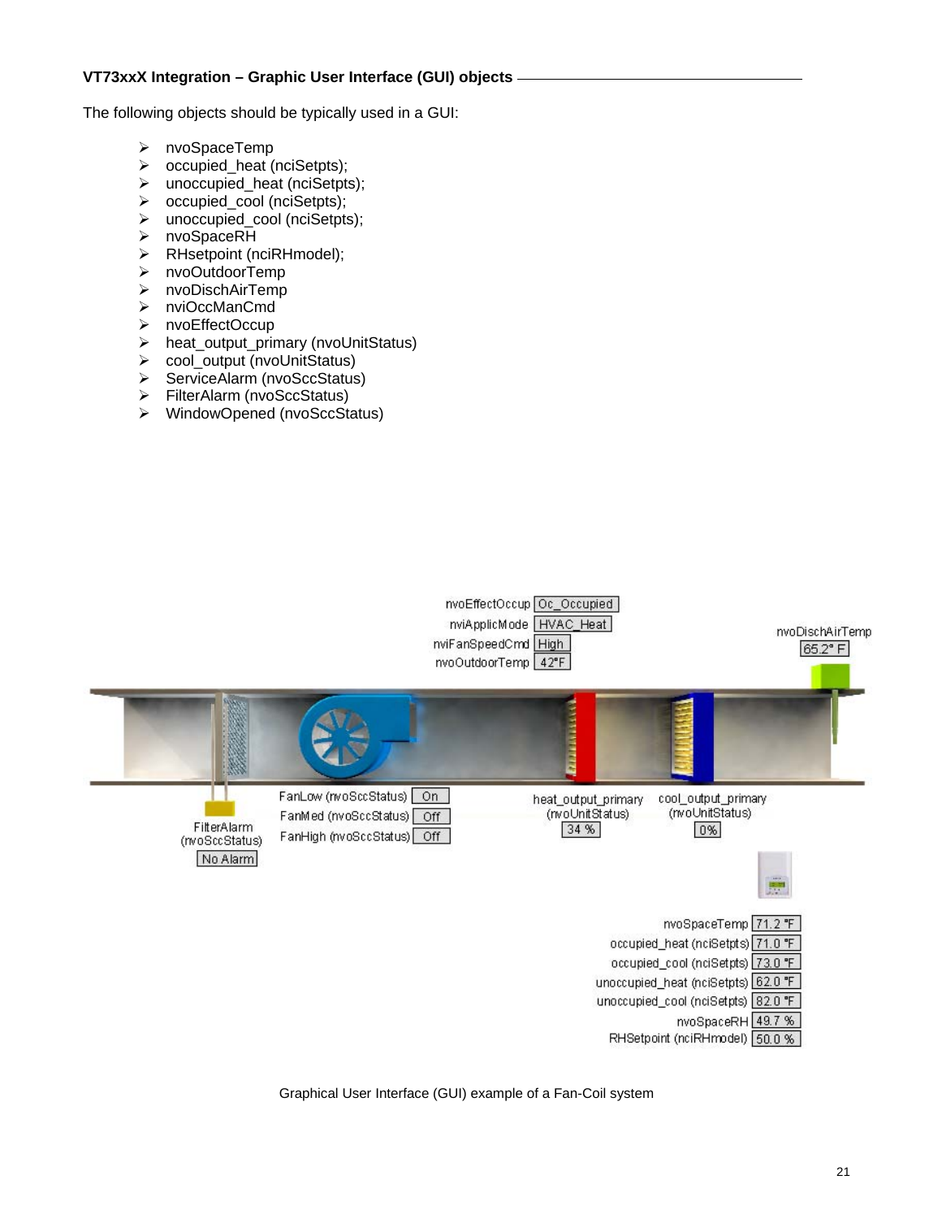### VT73xxX Integration – Graphic User Interface (GUI) objects

The following objects should be typically used in a GUI:

- nvoSpaceTemp
- occupied_heat (nciSetpts);
- unoccupied_heat (nciSetpts);
- occupied_cool (nciSetpts);
- unoccupied_cool (nciSetpts);
- nvoSpaceRH
- RHsetpoint (nciRHmodel);
- nvoOutdoorTemp
- nvoDischAirTemp
- nviOccManCmd
- nvoEffectOccup
- heat_output_primary (nvoUnitStatus)
- cool_output (nvoUnitStatus)
- ServiceAlarm (nvoSccStatus)
- FilterAlarm (nvoSccStatus)
- WindowOpened (nvoSccStatus)

Graphical User Interface (GUI) example of a Fan-Coil system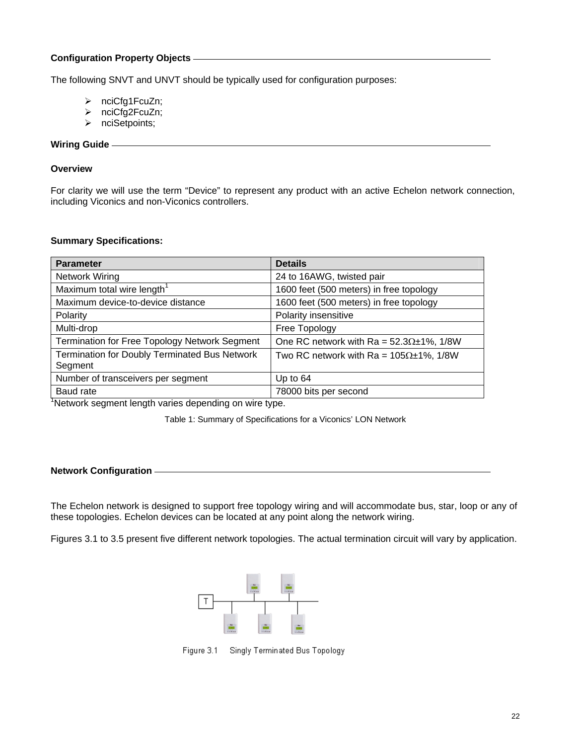**Configuration Property Objects**

The following SNVT and UNVT should be typically used for configuration purposes:

- nciCfg1FcuZn;
- nciCfg2FcuZn;
- nciSetpoints;

**Wiring Guide**

**Overview**

For clarity we will use the term “Device” to represent any product with an active Echelon network connection, including Viconics and non-Viconics controllers.

**Summary Specifications:**

| Parameter | Details |
|---|---|
| Network Wiring | 24 to 16AWG, twisted pair |
| Maximum total wire length[1] | 1600 feet (500 meters) in free topology |
| Maximum device-to-device distance | 1600 feet (500 meters) in free topology |
| Polarity | Polarity insensitive |
| Multi-drop | Free Topology |
| Termination for Free Topology Network Segment | One RC network with Ra = 52.3Ω±1%, 1/8W |
| Termination for Doubly Terminated Bus Network Segment | Two RC network with Ra = 105Ω±1%, 1/8W |
| Number of transceivers per segment | Up to 64 |
| Baud rate | 78000 bits per second |

[1]Network segment length varies depending on wire type.

Table 1: Summary of Specifications for a Viconics’ LON Network

**Network Configuration**

The Echelon network is designed to support free topology wiring and will accommodate bus, star, loop or any of these topologies. Echelon devices can be located at any point along the network wiring.

Figures 3.1 to 3.5 present five different network topologies. The actual termination circuit will vary by application.

Figure 3.1 Singly Terminated Bus Topology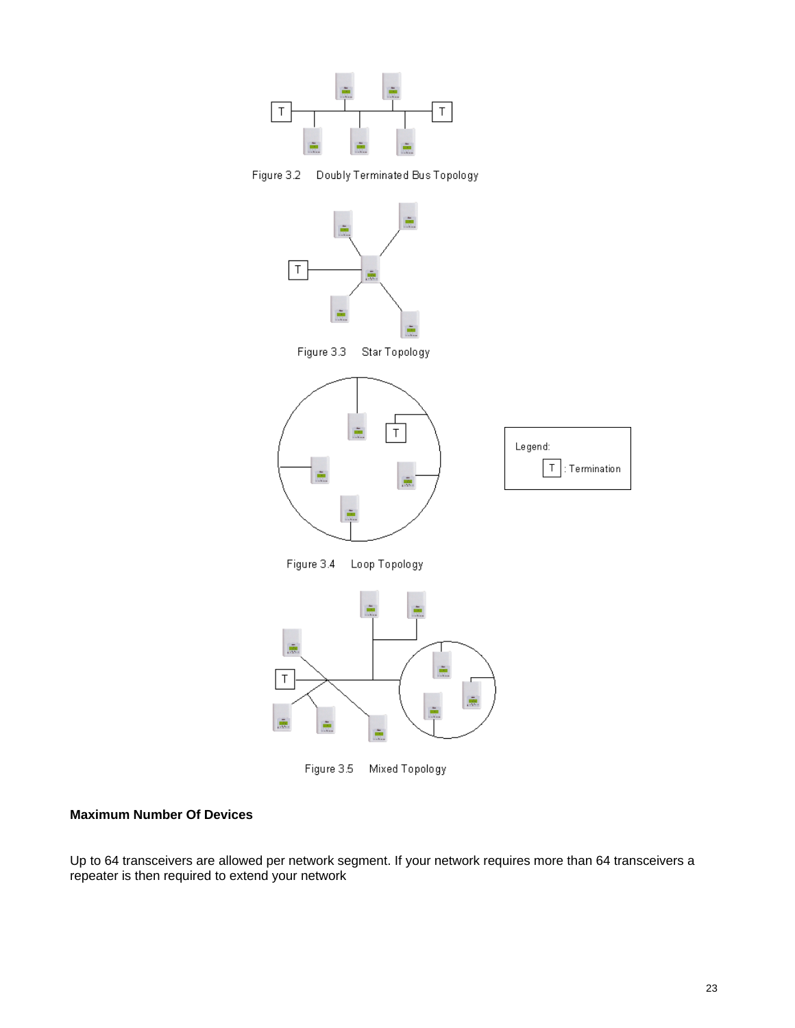Figure 3.2 Doubly Terminated Bus Topology

Figure 3.3 Star Topology

Legend:

T : Termination

Figure 3.4 Loop Topology

Figure 3.5 Mixed Topology

**Maximum Number Of Devices**

Up to 64 transceivers are allowed per network segment. If your network requires more than 64 transceivers a repeater is then required to extend your network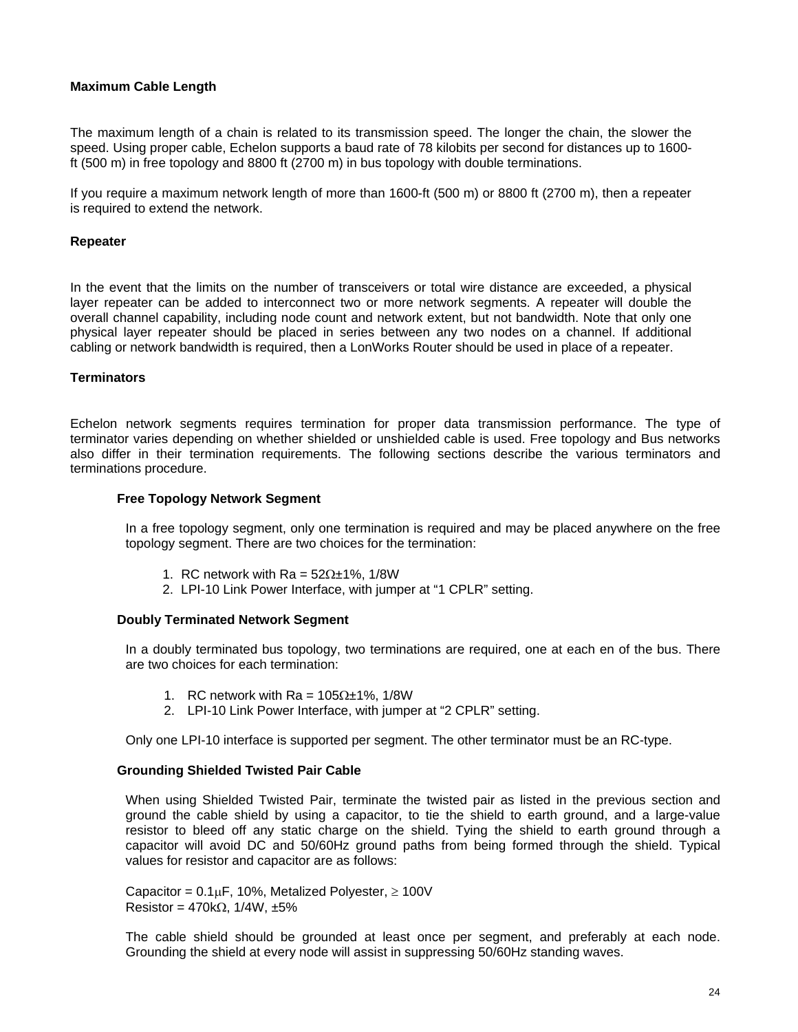**Maximum Cable Length**

The maximum length of a chain is related to its transmission speed. The longer the chain, the slower the speed. Using proper cable, Echelon supports a baud rate of 78 kilobits per second for distances up to 1600-ft (500 m) in free topology and 8800 ft (2700 m) in bus topology with double terminations.

If you require a maximum network length of more than 1600-ft (500 m) or 8800 ft (2700 m), then a repeater is required to extend the network.

**Repeater**

In the event that the limits on the number of transceivers or total wire distance are exceeded, a physical layer repeater can be added to interconnect two or more network segments. A repeater will double the overall channel capability, including node count and network extent, but not bandwidth. Note that only one physical layer repeater should be placed in series between any two nodes on a channel. If additional cabling or network bandwidth is required, then a LonWorks Router should be used in place of a repeater.

**Terminators**

Echelon network segments requires termination for proper data transmission performance. The type of terminator varies depending on whether shielded or unshielded cable is used. Free topology and Bus networks also differ in their termination requirements. The following sections describe the various terminators and terminations procedure.

**Free Topology Network Segment**

In a free topology segment, only one termination is required and may be placed anywhere on the free topology segment. There are two choices for the termination:

1. RC network with Ra = 52Ω±1%, 1/8W
2. LPI-10 Link Power Interface, with jumper at “1 CPLR” setting.

**Doubly Terminated Network Segment**

In a doubly terminated bus topology, two terminations are required, one at each en of the bus. There are two choices for each termination:

1. RC network with Ra = 105Ω±1%, 1/8W
2. LPI-10 Link Power Interface, with jumper at “2 CPLR” setting.

Only one LPI-10 interface is supported per segment. The other terminator must be an RC-type.

**Grounding Shielded Twisted Pair Cable**

When using Shielded Twisted Pair, terminate the twisted pair as listed in the previous section and ground the cable shield by using a capacitor, to tie the shield to earth ground, and a large-value resistor to bleed off any static charge on the shield. Tying the shield to earth ground through a capacitor will avoid DC and 50/60Hz ground paths from being formed through the shield. Typical values for resistor and capacitor are as follows:

Capacitor = 0.1μF, 10%, Metalized Polyester, ≥ 100V
Resistor = 470kΩ, 1/4W, ±5%

The cable shield should be grounded at least once per segment, and preferably at each node. Grounding the shield at every node will assist in suppressing 50/60Hz standing waves.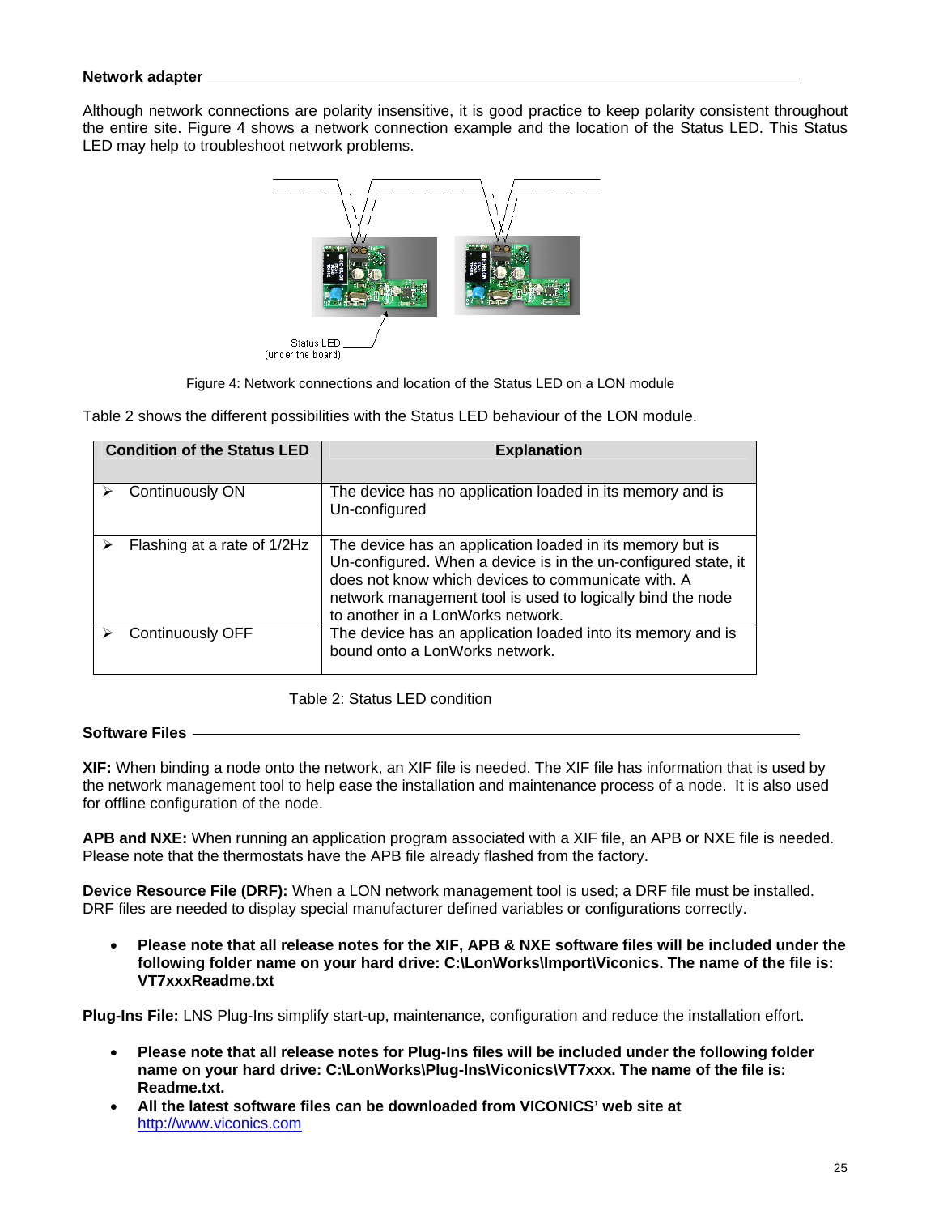### Network adapter

Although network connections are polarity insensitive, it is good practice to keep polarity consistent throughout the entire site. Figure 4 shows a network connection example and the location of the Status LED. This Status LED may help to troubleshoot network problems.

Status LED (under the board)

Figure 4: Network connections and location of the Status LED on a LON module

Table 2 shows the different possibilities with the Status LED behaviour of the LON module.

| Condition of the Status LED | Explanation |
|---|---|
| ➢ Continuously ON | The device has no application loaded in its memory and is Un-configured |
| ➢ Flashing at a rate of 1/2Hz | The device has an application loaded in its memory but is Un-configured. When a device is in the un-configured state, it does not know which devices to communicate with. A network management tool is used to logically bind the node to another in a LonWorks network. |
| ➢ Continuously OFF | The device has an application loaded into its memory and is bound onto a LonWorks network. |

Table 2: Status LED condition

### Software Files

**XIF:** When binding a node onto the network, an XIF file is needed. The XIF file has information that is used by the network management tool to help ease the installation and maintenance process of a node. It is also used for offline configuration of the node.

**APB and NXE:** When running an application program associated with a XIF file, an APB or NXE file is needed. Please note that the thermostats have the APB file already flashed from the factory.

**Device Resource File (DRF):** When a LON network management tool is used; a DRF file must be installed. DRF files are needed to display special manufacturer defined variables or configurations correctly.

- **Please note that all release notes for the XIF, APB & NXE software files will be included under the following folder name on your hard drive: C:\LonWorks\Import\Viconics. The name of the file is: VT7xxxReadme.txt**

**Plug-Ins File:** LNS Plug-Ins simplify start-up, maintenance, configuration and reduce the installation effort.

- **Please note that all release notes for Plug-Ins files will be included under the following folder name on your hard drive: C:\LonWorks\Plug-Ins\Viconics\VT7xxx. The name of the file is: Readme.txt.**
- **All the latest software files can be downloaded from VICONICS' web site at** http://www.viconics.com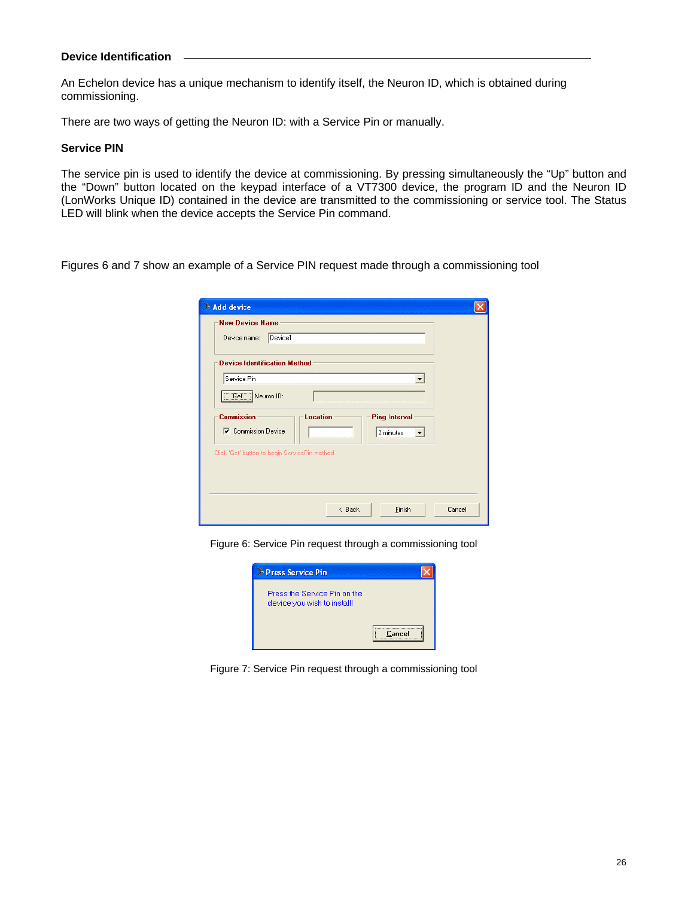### Device Identification

An Echelon device has a unique mechanism to identify itself, the Neuron ID, which is obtained during commissioning.

There are two ways of getting the Neuron ID: with a Service Pin or manually.

### Service PIN

The service pin is used to identify the device at commissioning. By pressing simultaneously the “Up” button and the “Down” button located on the keypad interface of a VT7300 device, the program ID and the Neuron ID (LonWorks Unique ID) contained in the device are transmitted to the commissioning or service tool. The Status LED will blink when the device accepts the Service Pin command.

Figures 6 and 7 show an example of a Service PIN request made through a commissioning tool

Figure 6: Service Pin request through a commissioning tool

Figure 7: Service Pin request through a commissioning tool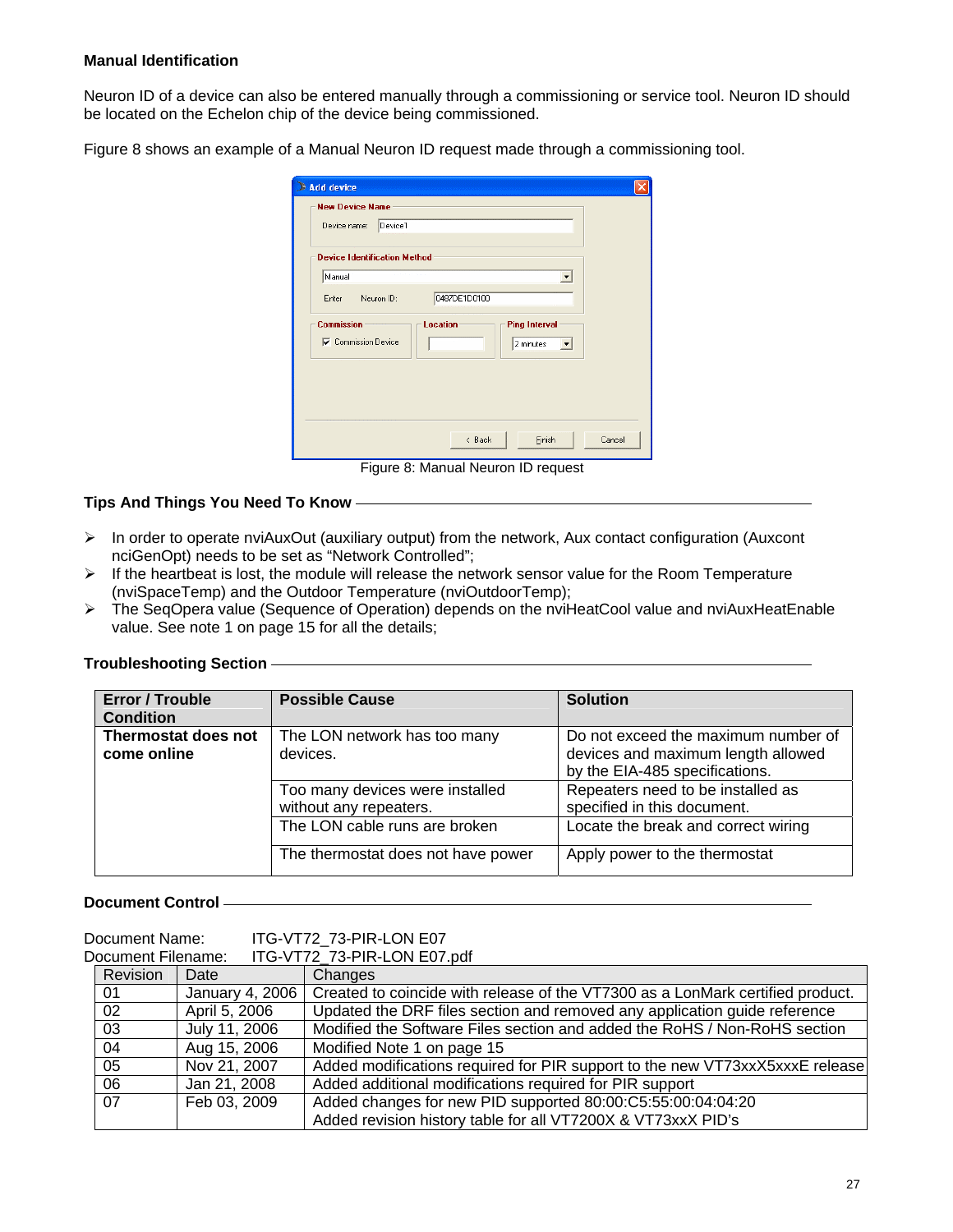### Manual Identification

Neuron ID of a device can also be entered manually through a commissioning or service tool. Neuron ID should be located on the Echelon chip of the device being commissioned.

Figure 8 shows an example of a Manual Neuron ID request made through a commissioning tool.

Figure 8: Manual Neuron ID request

### Tips And Things You Need To Know

- In order to operate nviAuxOut (auxiliary output) from the network, Aux contact configuration (Auxcont nciGenOpt) needs to be set as “Network Controlled”;
- If the heartbeat is lost, the module will release the network sensor value for the Room Temperature (nviSpaceTemp) and the Outdoor Temperature (nviOutdoorTemp);
- The SeqOpera value (Sequence of Operation) depends on the nviHeatCool value and nviAuxHeatEnable value. See note 1 on page 15 for all the details;

### Troubleshooting Section

| Error / Trouble Condition | Possible Cause | Solution |
|---|---|---|
| **Thermostat does not come online** | The LON network has too many devices. | Do not exceed the maximum number of devices and maximum length allowed by the EIA-485 specifications. |
| | Too many devices were installed without any repeaters. | Repeaters need to be installed as specified in this document. |
| | The LON cable runs are broken | Locate the break and correct wiring |
| | The thermostat does not have power | Apply power to the thermostat |

### Document Control

Document Name: ITG-VT72_73-PIR-LON E07
Document Filename: ITG-VT72_73-PIR-LON E07.pdf

| Revision | Date | Changes |
|---|---|---|
| 01 | January 4, 2006 | Created to coincide with release of the VT7300 as a LonMark certified product. |
| 02 | April 5, 2006 | Updated the DRF files section and removed any application guide reference |
| 03 | July 11, 2006 | Modified the Software Files section and added the RoHS / Non-RoHS section |
| 04 | Aug 15, 2006 | Modified Note 1 on page 15 |
| 05 | Nov 21, 2007 | Added modifications required for PIR support to the new VT73xxX5xxxE release |
| 06 | Jan 21, 2008 | Added additional modifications required for PIR support |
| 07 | Feb 03, 2009 | Added changes for new PID supported 80:00:C5:55:00:04:04:20<br>Added revision history table for all VT7200X & VT73xxX PID’s |